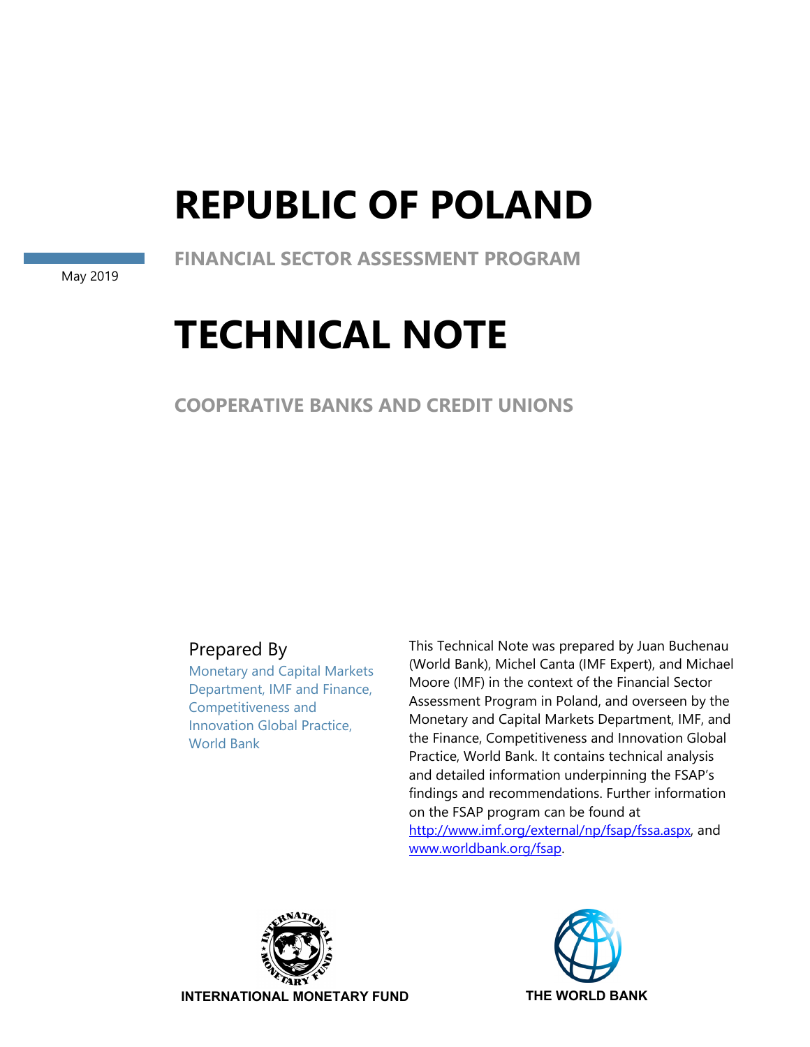# REPUBLIC OF POLAND

May 2019

**FINANCIAL SECTOR ASSESSMENT PROGRAM**

# TECHNICAL NOTE

**COOPERATIVE BANKS AND CREDIT UNIONS**

Prepared By

Monetary and Capital Markets Department, IMF and Finance, Competitiveness and Innovation Global Practice, World Bank

This Technical Note was prepared by Juan Buchenau (World Bank), Michel Canta (IMF Expert), and Michael Moore (IMF) in the context of the Financial Sector Assessment Program in Poland, and overseen by the Monetary and Capital Markets Department, IMF, and the Finance, Competitiveness and Innovation Global Practice, World Bank. It contains technical analysis and detailed information underpinning the FSAP's findings and recommendations. Further information on the FSAP program can be found at http://www.imf.org/external/np/fsap/fssa.aspx, and www.worldbank.org/fsap.

INTERNATIONAL MONETARY FUND

THE WORLD BANK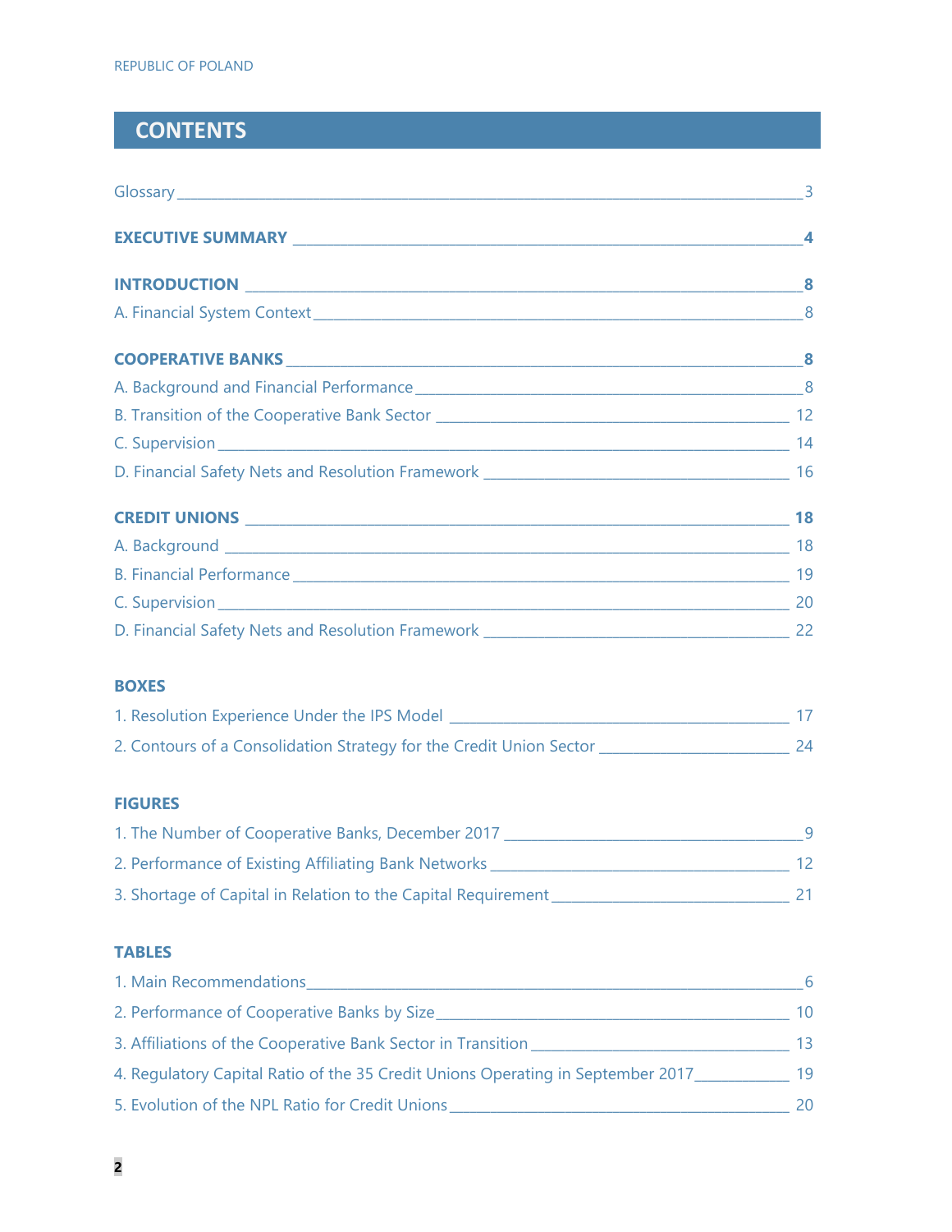# CONTENTS

Glossary ........ 3

**EXECUTIVE SUMMARY** ........ **4**

**INTRODUCTION** ........ **8**

A. Financial System Context ........ 8

**COOPERATIVE BANKS** ........ **8**

A. Background and Financial Performance ........ 8

B. Transition of the Cooperative Bank Sector ........ 12

C. Supervision ........ 14

D. Financial Safety Nets and Resolution Framework ........ 16

**CREDIT UNIONS** ........ **18**

A. Background ........ 18

B. Financial Performance ........ 19

C. Supervision ........ 20

D. Financial Safety Nets and Resolution Framework ........ 22

**BOXES**

1. Resolution Experience Under the IPS Model ........ 17
2. Contours of a Consolidation Strategy for the Credit Union Sector ........ 24

**FIGURES**

1. The Number of Cooperative Banks, December 2017 ........ 9
2. Performance of Existing Affiliating Bank Networks ........ 12
3. Shortage of Capital in Relation to the Capital Requirement ........ 21

**TABLES**

1. Main Recommendations ........ 6
2. Performance of Cooperative Banks by Size ........ 10
3. Affiliations of the Cooperative Bank Sector in Transition ........ 13
4. Regulatory Capital Ratio of the 35 Credit Unions Operating in September 2017 ........ 19
5. Evolution of the NPL Ratio for Credit Unions ........ 20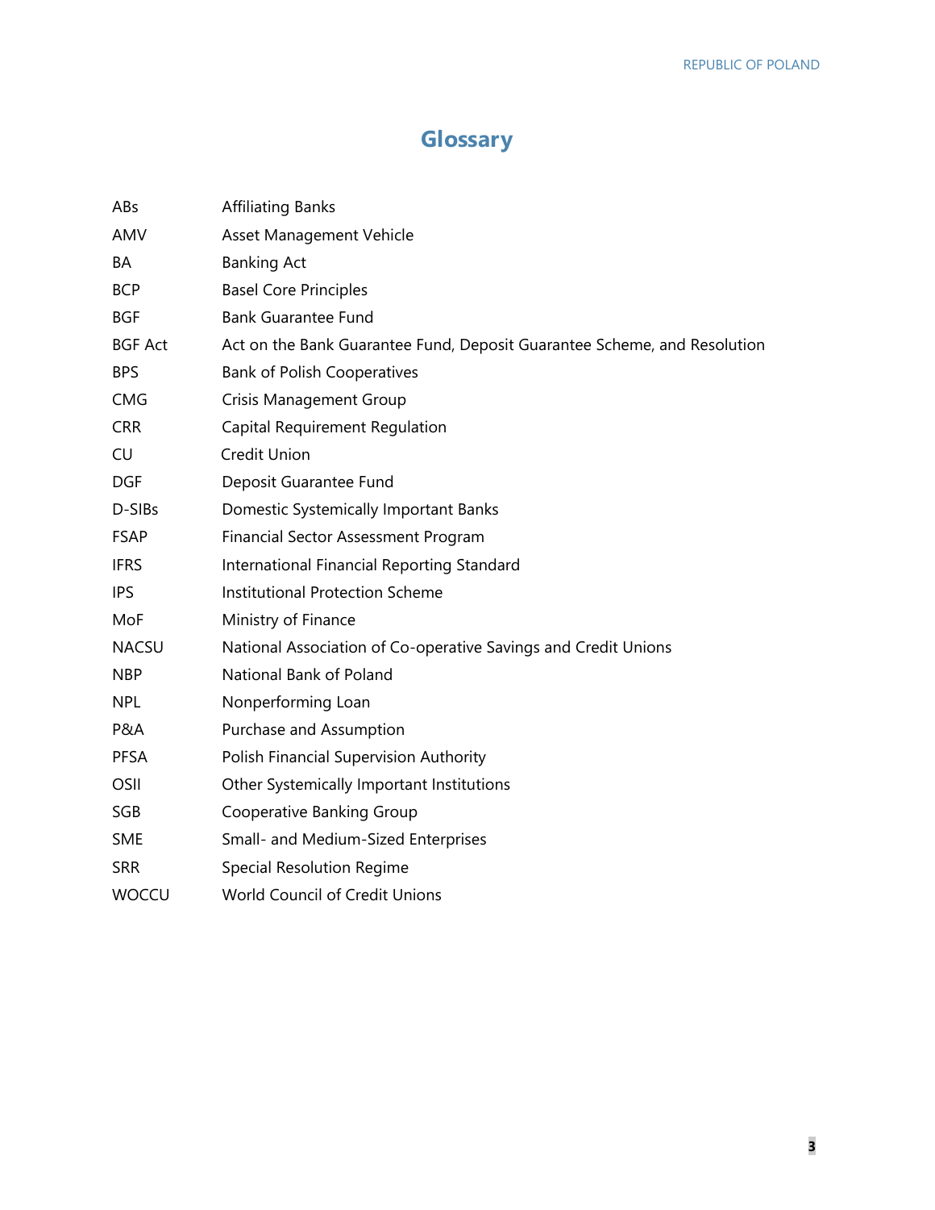# Glossary

| | |
|---|---|
| ABs | Affiliating Banks |
| AMV | Asset Management Vehicle |
| BA | Banking Act |
| BCP | Basel Core Principles |
| BGF | Bank Guarantee Fund |
| BGF Act | Act on the Bank Guarantee Fund, Deposit Guarantee Scheme, and Resolution |
| BPS | Bank of Polish Cooperatives |
| CMG | Crisis Management Group |
| CRR | Capital Requirement Regulation |
| CU | Credit Union |
| DGF | Deposit Guarantee Fund |
| D-SIBs | Domestic Systemically Important Banks |
| FSAP | Financial Sector Assessment Program |
| IFRS | International Financial Reporting Standard |
| IPS | Institutional Protection Scheme |
| MoF | Ministry of Finance |
| NACSU | National Association of Co-operative Savings and Credit Unions |
| NBP | National Bank of Poland |
| NPL | Nonperforming Loan |
| P&A | Purchase and Assumption |
| PFSA | Polish Financial Supervision Authority |
| OSII | Other Systemically Important Institutions |
| SGB | Cooperative Banking Group |
| SME | Small- and Medium-Sized Enterprises |
| SRR | Special Resolution Regime |
| WOCCU | World Council of Credit Unions |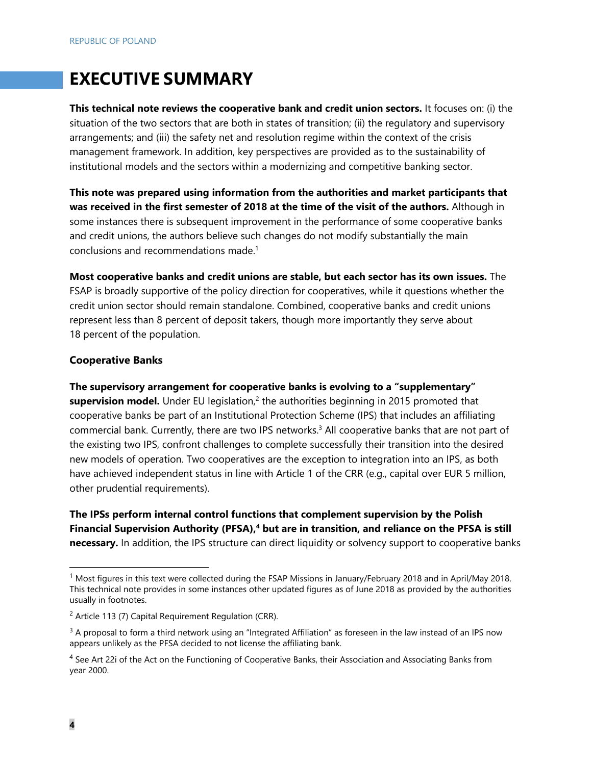# EXECUTIVE SUMMARY

**This technical note reviews the cooperative bank and credit union sectors.** It focuses on: (i) the situation of the two sectors that are both in states of transition; (ii) the regulatory and supervisory arrangements; and (iii) the safety net and resolution regime within the context of the crisis management framework. In addition, key perspectives are provided as to the sustainability of institutional models and the sectors within a modernizing and competitive banking sector.

**This note was prepared using information from the authorities and market participants that was received in the first semester of 2018 at the time of the visit of the authors.** Although in some instances there is subsequent improvement in the performance of some cooperative banks and credit unions, the authors believe such changes do not modify substantially the main conclusions and recommendations made.[1]

**Most cooperative banks and credit unions are stable, but each sector has its own issues.** The FSAP is broadly supportive of the policy direction for cooperatives, while it questions whether the credit union sector should remain standalone. Combined, cooperative banks and credit unions represent less than 8 percent of deposit takers, though more importantly they serve about 18 percent of the population.

**Cooperative Banks**

**The supervisory arrangement for cooperative banks is evolving to a "supplementary" supervision model.** Under EU legislation,[2] the authorities beginning in 2015 promoted that cooperative banks be part of an Institutional Protection Scheme (IPS) that includes an affiliating commercial bank. Currently, there are two IPS networks.[3] All cooperative banks that are not part of the existing two IPS, confront challenges to complete successfully their transition into the desired new models of operation. Two cooperatives are the exception to integration into an IPS, as both have achieved independent status in line with Article 1 of the CRR (e.g., capital over EUR 5 million, other prudential requirements).

**The IPSs perform internal control functions that complement supervision by the Polish Financial Supervision Authority (PFSA),[4] but are in transition, and reliance on the PFSA is still necessary.** In addition, the IPS structure can direct liquidity or solvency support to cooperative banks

---

[1] Most figures in this text were collected during the FSAP Missions in January/February 2018 and in April/May 2018. This technical note provides in some instances other updated figures as of June 2018 as provided by the authorities usually in footnotes.

[2] Article 113 (7) Capital Requirement Regulation (CRR).

[3] A proposal to form a third network using an "Integrated Affiliation" as foreseen in the law instead of an IPS now appears unlikely as the PFSA decided to not license the affiliating bank.

[4] See Art 22i of the Act on the Functioning of Cooperative Banks, their Association and Associating Banks from year 2000.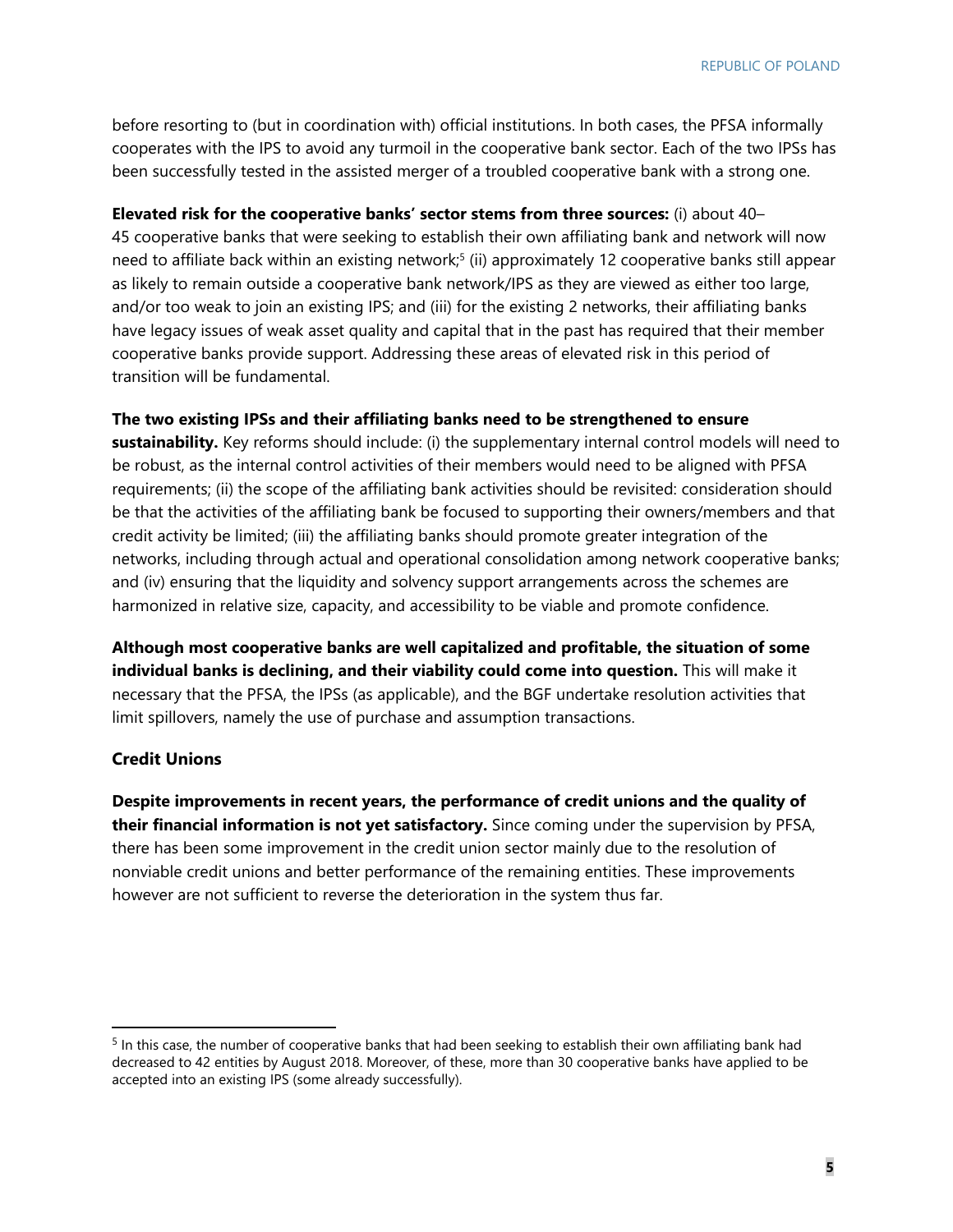before resorting to (but in coordination with) official institutions. In both cases, the PFSA informally cooperates with the IPS to avoid any turmoil in the cooperative bank sector. Each of the two IPSs has been successfully tested in the assisted merger of a troubled cooperative bank with a strong one.

**Elevated risk for the cooperative banks' sector stems from three sources:** (i) about 40–45 cooperative banks that were seeking to establish their own affiliating bank and network will now need to affiliate back within an existing network;[5] (ii) approximately 12 cooperative banks still appear as likely to remain outside a cooperative bank network/IPS as they are viewed as either too large, and/or too weak to join an existing IPS; and (iii) for the existing 2 networks, their affiliating banks have legacy issues of weak asset quality and capital that in the past has required that their member cooperative banks provide support. Addressing these areas of elevated risk in this period of transition will be fundamental.

**The two existing IPSs and their affiliating banks need to be strengthened to ensure sustainability.** Key reforms should include: (i) the supplementary internal control models will need to be robust, as the internal control activities of their members would need to be aligned with PFSA requirements; (ii) the scope of the affiliating bank activities should be revisited: consideration should be that the activities of the affiliating bank be focused to supporting their owners/members and that credit activity be limited; (iii) the affiliating banks should promote greater integration of the networks, including through actual and operational consolidation among network cooperative banks; and (iv) ensuring that the liquidity and solvency support arrangements across the schemes are harmonized in relative size, capacity, and accessibility to be viable and promote confidence.

**Although most cooperative banks are well capitalized and profitable, the situation of some individual banks is declining, and their viability could come into question.** This will make it necessary that the PFSA, the IPSs (as applicable), and the BGF undertake resolution activities that limit spillovers, namely the use of purchase and assumption transactions.

### Credit Unions

**Despite improvements in recent years, the performance of credit unions and the quality of their financial information is not yet satisfactory.** Since coming under the supervision by PFSA, there has been some improvement in the credit union sector mainly due to the resolution of nonviable credit unions and better performance of the remaining entities. These improvements however are not sufficient to reverse the deterioration in the system thus far.

---

[5] In this case, the number of cooperative banks that had been seeking to establish their own affiliating bank had decreased to 42 entities by August 2018. Moreover, of these, more than 30 cooperative banks have applied to be accepted into an existing IPS (some already successfully).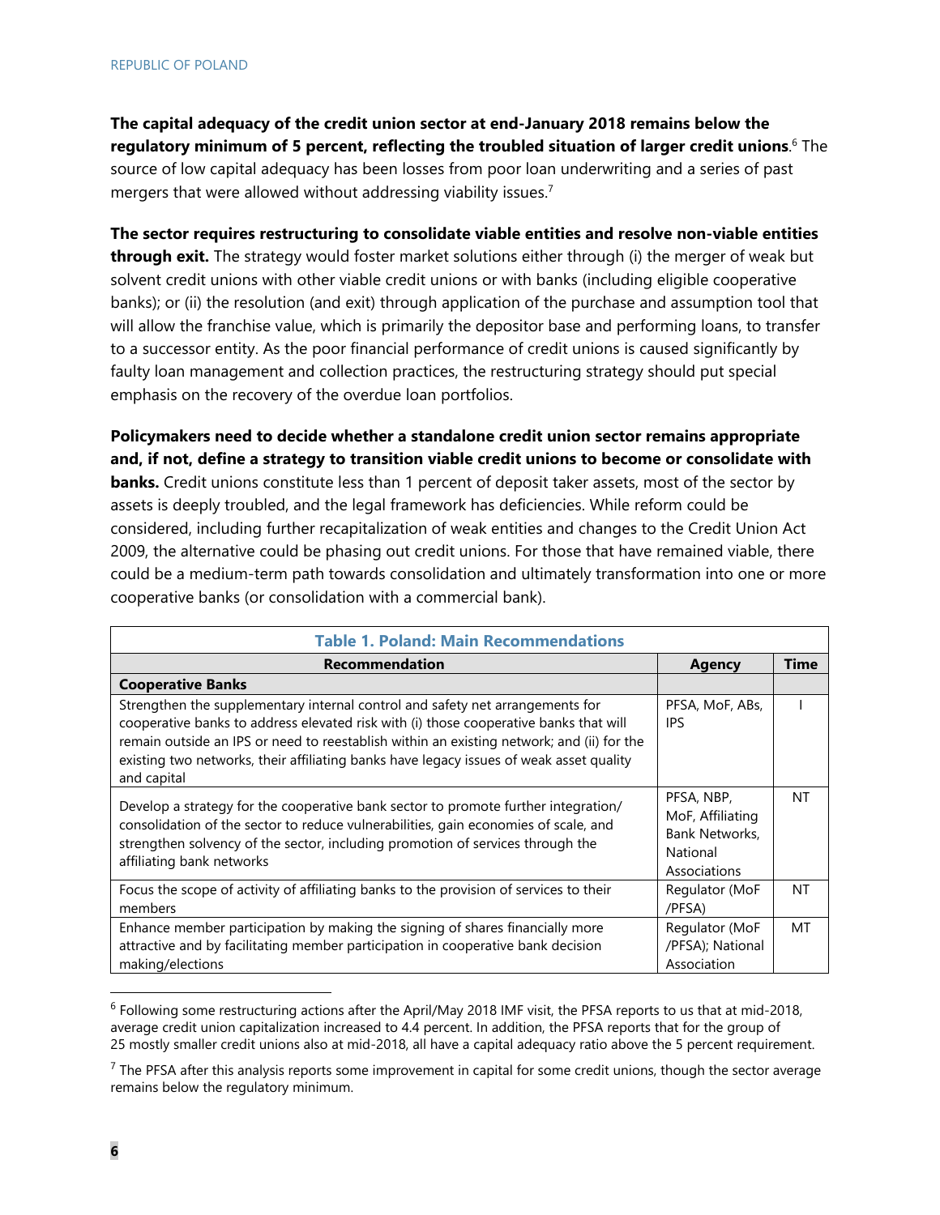**The capital adequacy of the credit union sector at end-January 2018 remains below the regulatory minimum of 5 percent, reflecting the troubled situation of larger credit unions**.[6] The source of low capital adequacy has been losses from poor loan underwriting and a series of past mergers that were allowed without addressing viability issues.[7]

**The sector requires restructuring to consolidate viable entities and resolve non-viable entities through exit.** The strategy would foster market solutions either through (i) the merger of weak but solvent credit unions with other viable credit unions or with banks (including eligible cooperative banks); or (ii) the resolution (and exit) through application of the purchase and assumption tool that will allow the franchise value, which is primarily the depositor base and performing loans, to transfer to a successor entity. As the poor financial performance of credit unions is caused significantly by faulty loan management and collection practices, the restructuring strategy should put special emphasis on the recovery of the overdue loan portfolios.

**Policymakers need to decide whether a standalone credit union sector remains appropriate and, if not, define a strategy to transition viable credit unions to become or consolidate with banks.** Credit unions constitute less than 1 percent of deposit taker assets, most of the sector by assets is deeply troubled, and the legal framework has deficiencies. While reform could be considered, including further recapitalization of weak entities and changes to the Credit Union Act 2009, the alternative could be phasing out credit unions. For those that have remained viable, there could be a medium-term path towards consolidation and ultimately transformation into one or more cooperative banks (or consolidation with a commercial bank).

**Table 1. Poland: Main Recommendations**

| Recommendation | Agency | Time |
|---|---|---|
| **Cooperative Banks** | | |
| Strengthen the supplementary internal control and safety net arrangements for cooperative banks to address elevated risk with (i) those cooperative banks that will remain outside an IPS or need to reestablish within an existing network; and (ii) for the existing two networks, their affiliating banks have legacy issues of weak asset quality and capital | PFSA, MoF, ABs, IPS | I |
| Develop a strategy for the cooperative bank sector to promote further integration/ consolidation of the sector to reduce vulnerabilities, gain economies of scale, and strengthen solvency of the sector, including promotion of services through the affiliating bank networks | PFSA, NBP, MoF, Affiliating Bank Networks, National Associations | NT |
| Focus the scope of activity of affiliating banks to the provision of services to their members | Regulator (MoF /PFSA) | NT |
| Enhance member participation by making the signing of shares financially more attractive and by facilitating member participation in cooperative bank decision making/elections | Regulator (MoF /PFSA); National Association | MT |

[6] Following some restructuring actions after the April/May 2018 IMF visit, the PFSA reports to us that at mid-2018, average credit union capitalization increased to 4.4 percent. In addition, the PFSA reports that for the group of 25 mostly smaller credit unions also at mid-2018, all have a capital adequacy ratio above the 5 percent requirement.

[7] The PFSA after this analysis reports some improvement in capital for some credit unions, though the sector average remains below the regulatory minimum.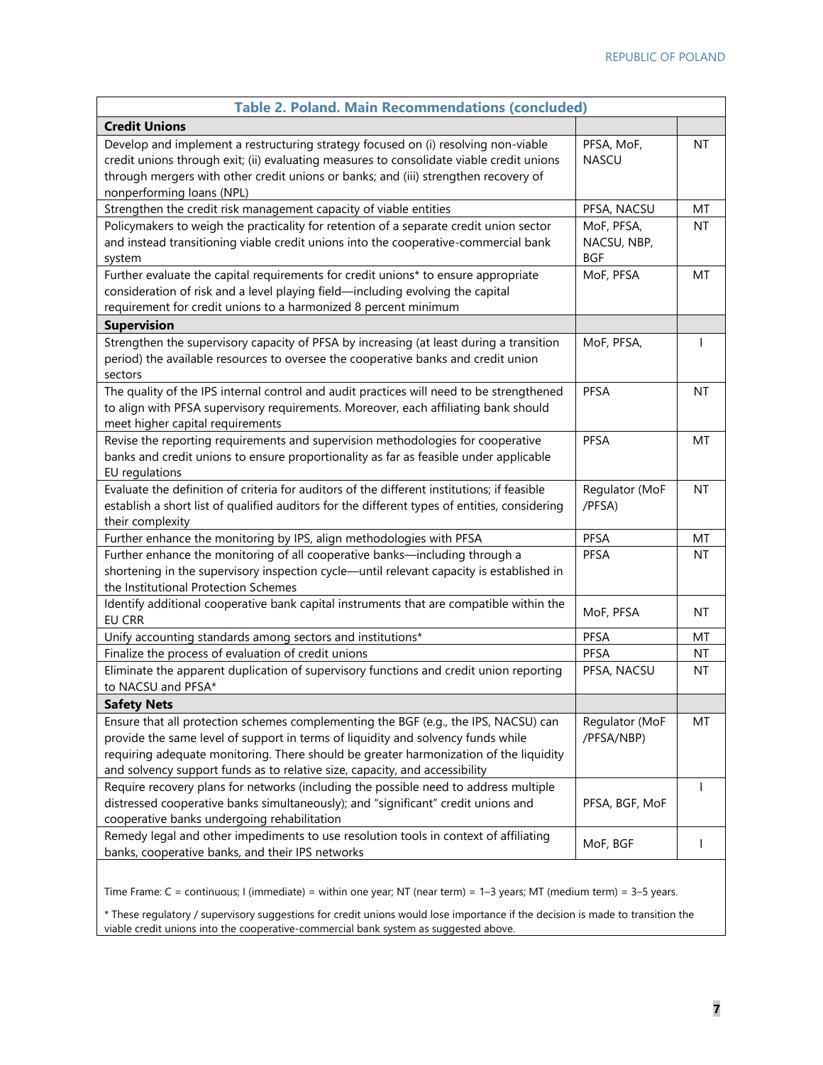**Table 2. Poland. Main Recommendations (concluded)**

| | | |
|---|---|---|
| **Credit Unions** | | |
| Develop and implement a restructuring strategy focused on (i) resolving non-viable credit unions through exit; (ii) evaluating measures to consolidate viable credit unions through mergers with other credit unions or banks; and (iii) strengthen recovery of nonperforming loans (NPL) | PFSA, MoF, NASCU | NT |
| Strengthen the credit risk management capacity of viable entities | PFSA, NACSU | MT |
| Policymakers to weigh the practicality for retention of a separate credit union sector and instead transitioning viable credit unions into the cooperative-commercial bank system | MoF, PFSA, NACSU, NBP, BGF | NT |
| Further evaluate the capital requirements for credit unions* to ensure appropriate consideration of risk and a level playing field—including evolving the capital requirement for credit unions to a harmonized 8 percent minimum | MoF, PFSA | MT |
| **Supervision** | | |
| Strengthen the supervisory capacity of PFSA by increasing (at least during a transition period) the available resources to oversee the cooperative banks and credit union sectors | MoF, PFSA, | I |
| The quality of the IPS internal control and audit practices will need to be strengthened to align with PFSA supervisory requirements. Moreover, each affiliating bank should meet higher capital requirements | PFSA | NT |
| Revise the reporting requirements and supervision methodologies for cooperative banks and credit unions to ensure proportionality as far as feasible under applicable EU regulations | PFSA | MT |
| Evaluate the definition of criteria for auditors of the different institutions; if feasible establish a short list of qualified auditors for the different types of entities, considering their complexity | Regulator (MoF /PFSA) | NT |
| Further enhance the monitoring by IPS, align methodologies with PFSA | PFSA | MT |
| Further enhance the monitoring of all cooperative banks—including through a shortening in the supervisory inspection cycle—until relevant capacity is established in the Institutional Protection Schemes | PFSA | NT |
| Identify additional cooperative bank capital instruments that are compatible within the EU CRR | MoF, PFSA | NT |
| Unify accounting standards among sectors and institutions* | PFSA | MT |
| Finalize the process of evaluation of credit unions | PFSA | NT |
| Eliminate the apparent duplication of supervisory functions and credit union reporting to NACSU and PFSA* | PFSA, NACSU | NT |
| **Safety Nets** | | |
| Ensure that all protection schemes complementing the BGF (e.g., the IPS, NACSU) can provide the same level of support in terms of liquidity and solvency funds while requiring adequate monitoring. There should be greater harmonization of the liquidity and solvency support funds as to relative size, capacity, and accessibility | Regulator (MoF /PFSA/NBP) | MT |
| Require recovery plans for networks (including the possible need to address multiple distressed cooperative banks simultaneously); and "significant" credit unions and cooperative banks undergoing rehabilitation | PFSA, BGF, MoF | I |
| Remedy legal and other impediments to use resolution tools in context of affiliating banks, cooperative banks, and their IPS networks | MoF, BGF | I |

Time Frame: C = continuous; I (immediate) = within one year; NT (near term) = 1–3 years; MT (medium term) = 3–5 years.

* These regulatory / supervisory suggestions for credit unions would lose importance if the decision is made to transition the viable credit unions into the cooperative-commercial bank system as suggested above.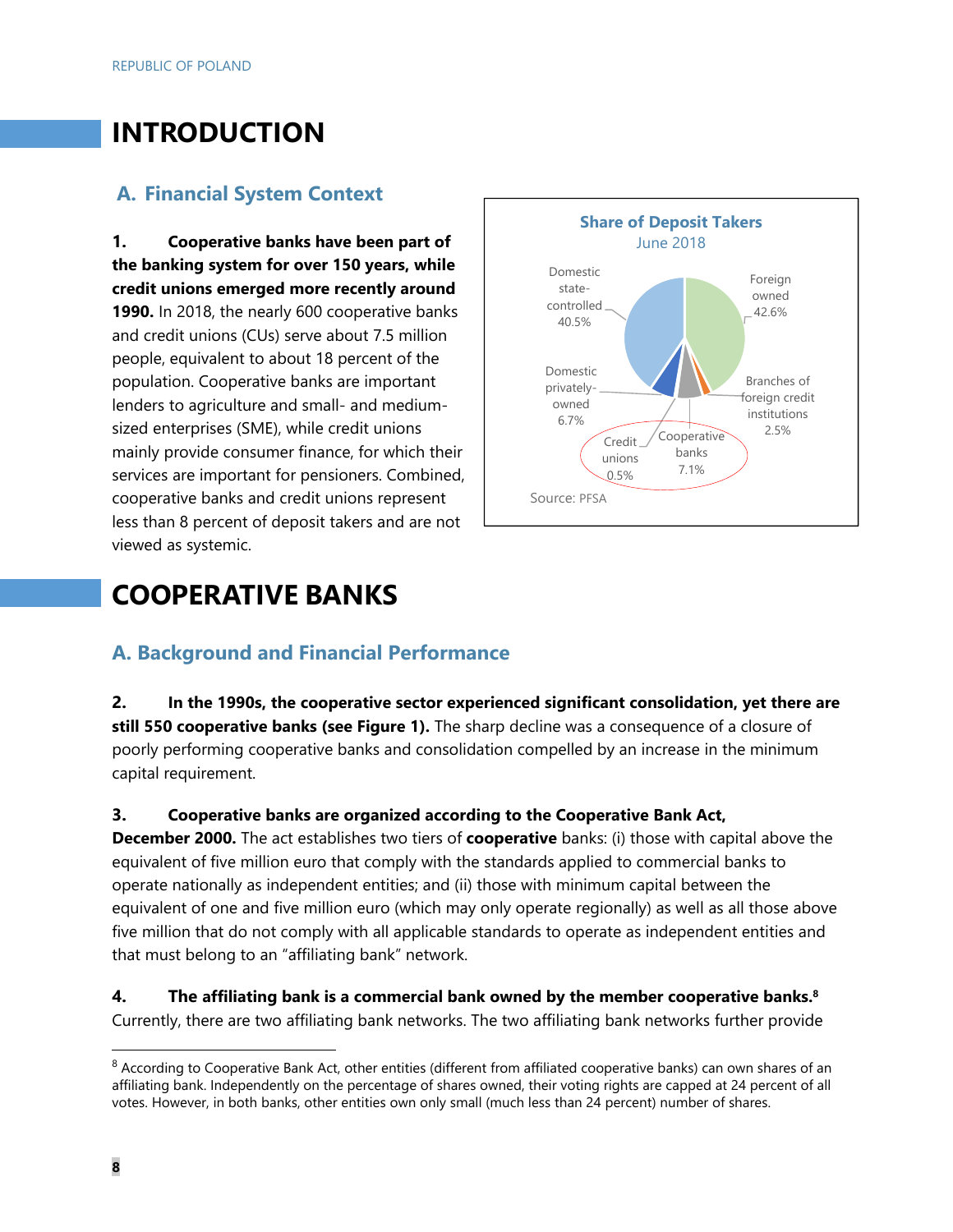# INTRODUCTION

## A. Financial System Context

**1. Cooperative banks have been part of the banking system for over 150 years, while credit unions emerged more recently around 1990.** In 2018, the nearly 600 cooperative banks and credit unions (CUs) serve about 7.5 million people, equivalent to about 18 percent of the population. Cooperative banks are important lenders to agriculture and small- and medium-sized enterprises (SME), while credit unions mainly provide consumer finance, for which their services are important for pensioners. Combined, cooperative banks and credit unions represent less than 8 percent of deposit takers and are not viewed as systemic.

**Share of Deposit Takers**
June 2018

| Category | Share |
| --- | --- |
| Foreign owned | 42.6% |
| Domestic state-controlled | 40.5% |
| Domestic privately-owned | 6.7% |
| Cooperative banks | 7.1% |
| Branches of foreign credit institutions | 2.5% |
| Credit unions | 0.5% |

Source: PFSA

# COOPERATIVE BANKS

## A. Background and Financial Performance

**2. In the 1990s, the cooperative sector experienced significant consolidation, yet there are still 550 cooperative banks (see Figure 1).** The sharp decline was a consequence of a closure of poorly performing cooperative banks and consolidation compelled by an increase in the minimum capital requirement.

**3. Cooperative banks are organized according to the Cooperative Bank Act, December 2000.** The act establishes two tiers of **cooperative** banks: (i) those with capital above the equivalent of five million euro that comply with the standards applied to commercial banks to operate nationally as independent entities; and (ii) those with minimum capital between the equivalent of one and five million euro (which may only operate regionally) as well as all those above five million that do not comply with all applicable standards to operate as independent entities and that must belong to an "affiliating bank" network.

**4. The affiliating bank is a commercial bank owned by the member cooperative banks.[8]** Currently, there are two affiliating bank networks. The two affiliating bank networks further provide

[8] According to Cooperative Bank Act, other entities (different from affiliated cooperative banks) can own shares of an affiliating bank. Independently on the percentage of shares owned, their voting rights are capped at 24 percent of all votes. However, in both banks, other entities own only small (much less than 24 percent) number of shares.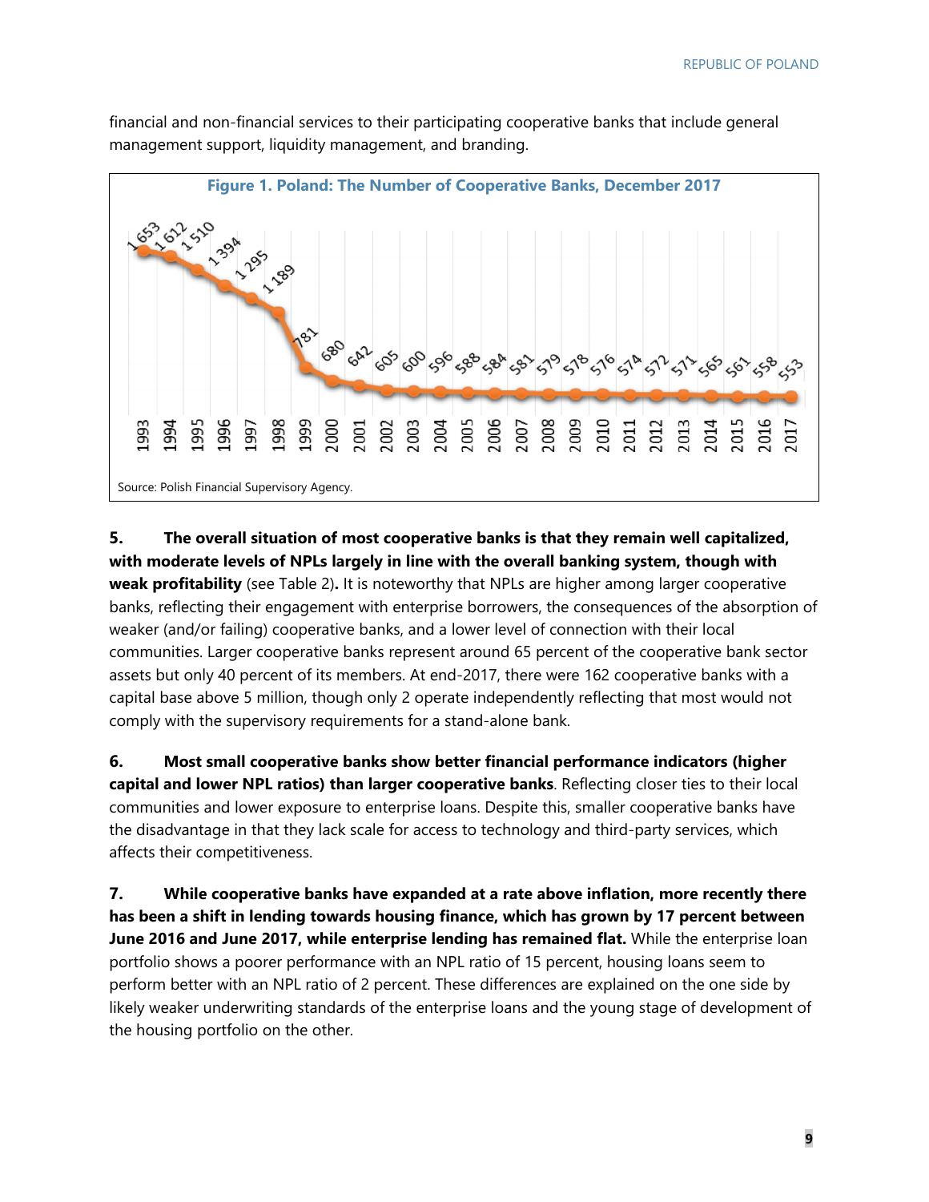financial and non-financial services to their participating cooperative banks that include general management support, liquidity management, and branding.

**Figure 1. Poland: The Number of Cooperative Banks, December 2017**

| Year | Number of Cooperative Banks |
|---|---|
| 1993 | 1 653 |
| 1994 | 1 612 |
| 1995 | 1 510 |
| 1996 | 1 394 |
| 1997 | 1 295 |
| 1998 | 1 189 |
| 1999 | 781 |
| 2000 | 680 |
| 2001 | 642 |
| 2002 | 605 |
| 2003 | 600 |
| 2004 | 596 |
| 2005 | 588 |
| 2006 | 584 |
| 2007 | 581 |
| 2008 | 579 |
| 2009 | 578 |
| 2010 | 576 |
| 2011 | 574 |
| 2012 | 572 |
| 2013 | 571 |
| 2014 | 565 |
| 2015 | 561 |
| 2016 | 558 |
| 2017 | 553 |

Source: Polish Financial Supervisory Agency.

**5. The overall situation of most cooperative banks is that they remain well capitalized, with moderate levels of NPLs largely in line with the overall banking system, though with weak profitability** (see Table 2)**.** It is noteworthy that NPLs are higher among larger cooperative banks, reflecting their engagement with enterprise borrowers, the consequences of the absorption of weaker (and/or failing) cooperative banks, and a lower level of connection with their local communities. Larger cooperative banks represent around 65 percent of the cooperative bank sector assets but only 40 percent of its members. At end-2017, there were 162 cooperative banks with a capital base above 5 million, though only 2 operate independently reflecting that most would not comply with the supervisory requirements for a stand-alone bank.

**6. Most small cooperative banks show better financial performance indicators (higher capital and lower NPL ratios) than larger cooperative banks**. Reflecting closer ties to their local communities and lower exposure to enterprise loans. Despite this, smaller cooperative banks have the disadvantage in that they lack scale for access to technology and third-party services, which affects their competitiveness.

**7. While cooperative banks have expanded at a rate above inflation, more recently there has been a shift in lending towards housing finance, which has grown by 17 percent between June 2016 and June 2017, while enterprise lending has remained flat.** While the enterprise loan portfolio shows a poorer performance with an NPL ratio of 15 percent, housing loans seem to perform better with an NPL ratio of 2 percent. These differences are explained on the one side by likely weaker underwriting standards of the enterprise loans and the young stage of development of the housing portfolio on the other.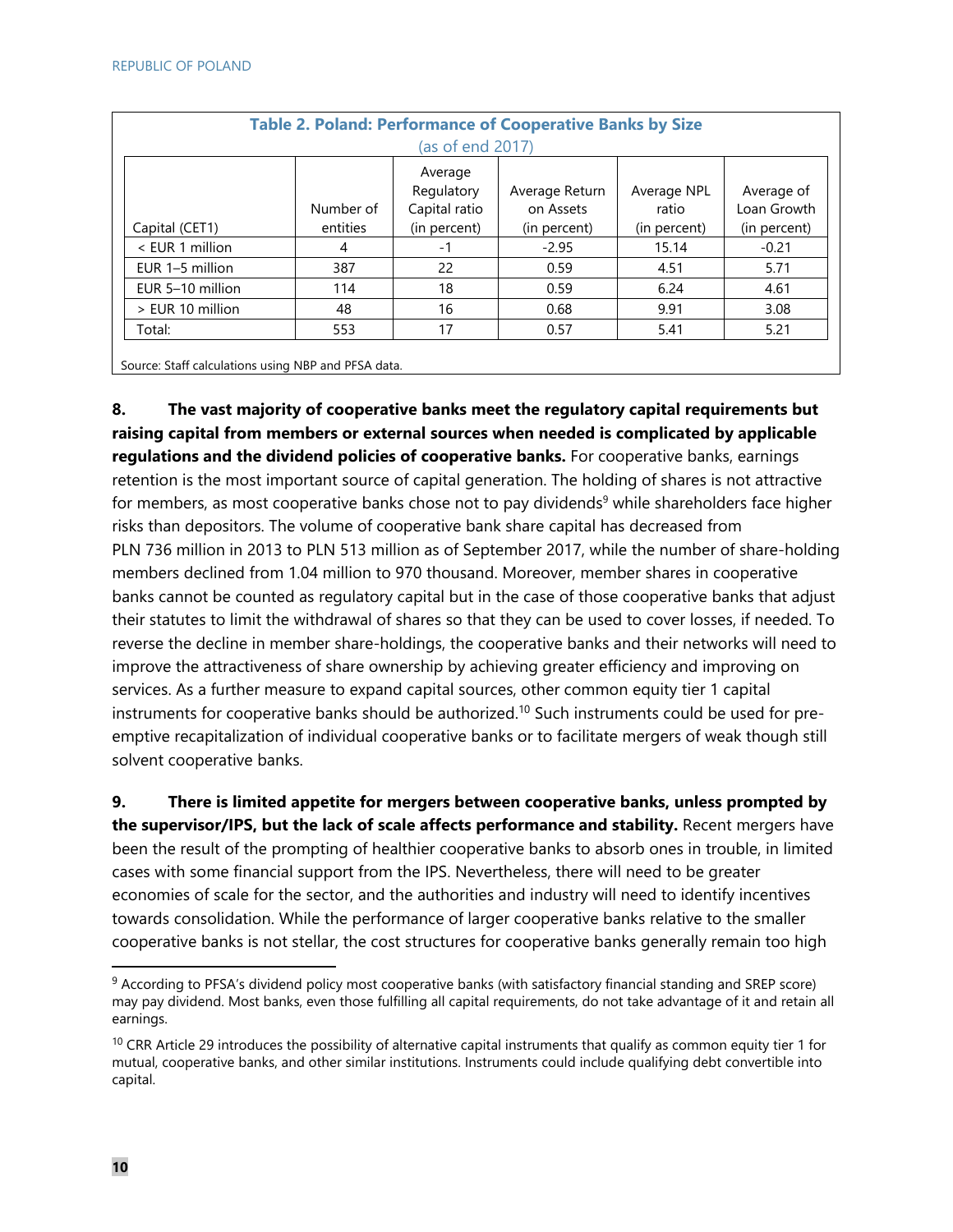**Table 2. Poland: Performance of Cooperative Banks by Size**
(as of end 2017)

| Capital (CET1) | Number of entities | Average Regulatory Capital ratio (in percent) | Average Return on Assets (in percent) | Average NPL ratio (in percent) | Average of Loan Growth (in percent) |
|---|---|---|---|---|---|
| < EUR 1 million | 4 | -1 | -2.95 | 15.14 | -0.21 |
| EUR 1–5 million | 387 | 22 | 0.59 | 4.51 | 5.71 |
| EUR 5–10 million | 114 | 18 | 0.59 | 6.24 | 4.61 |
| > EUR 10 million | 48 | 16 | 0.68 | 9.91 | 3.08 |
| Total: | 553 | 17 | 0.57 | 5.41 | 5.21 |

Source: Staff calculations using NBP and PFSA data.

**8. The vast majority of cooperative banks meet the regulatory capital requirements but raising capital from members or external sources when needed is complicated by applicable regulations and the dividend policies of cooperative banks.** For cooperative banks, earnings retention is the most important source of capital generation. The holding of shares is not attractive for members, as most cooperative banks chose not to pay dividends[9] while shareholders face higher risks than depositors. The volume of cooperative bank share capital has decreased from PLN 736 million in 2013 to PLN 513 million as of September 2017, while the number of share-holding members declined from 1.04 million to 970 thousand. Moreover, member shares in cooperative banks cannot be counted as regulatory capital but in the case of those cooperative banks that adjust their statutes to limit the withdrawal of shares so that they can be used to cover losses, if needed. To reverse the decline in member share-holdings, the cooperative banks and their networks will need to improve the attractiveness of share ownership by achieving greater efficiency and improving on services. As a further measure to expand capital sources, other common equity tier 1 capital instruments for cooperative banks should be authorized.[10] Such instruments could be used for pre-emptive recapitalization of individual cooperative banks or to facilitate mergers of weak though still solvent cooperative banks.

**9. There is limited appetite for mergers between cooperative banks, unless prompted by the supervisor/IPS, but the lack of scale affects performance and stability.** Recent mergers have been the result of the prompting of healthier cooperative banks to absorb ones in trouble, in limited cases with some financial support from the IPS. Nevertheless, there will need to be greater economies of scale for the sector, and the authorities and industry will need to identify incentives towards consolidation. While the performance of larger cooperative banks relative to the smaller cooperative banks is not stellar, the cost structures for cooperative banks generally remain too high

[9] According to PFSA's dividend policy most cooperative banks (with satisfactory financial standing and SREP score) may pay dividend. Most banks, even those fulfilling all capital requirements, do not take advantage of it and retain all earnings.

[10] CRR Article 29 introduces the possibility of alternative capital instruments that qualify as common equity tier 1 for mutual, cooperative banks, and other similar institutions. Instruments could include qualifying debt convertible into capital.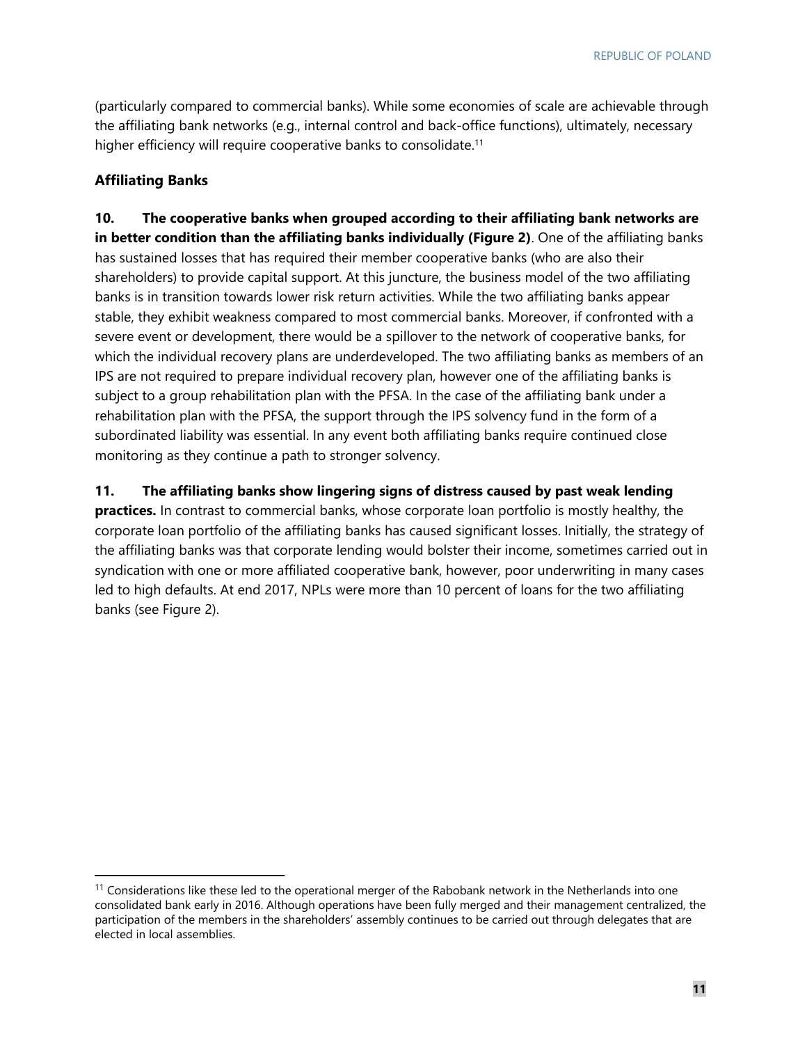(particularly compared to commercial banks). While some economies of scale are achievable through the affiliating bank networks (e.g., internal control and back-office functions), ultimately, necessary higher efficiency will require cooperative banks to consolidate.[11]

### Affiliating Banks

**10. The cooperative banks when grouped according to their affiliating bank networks are in better condition than the affiliating banks individually (Figure 2)**. One of the affiliating banks has sustained losses that has required their member cooperative banks (who are also their shareholders) to provide capital support. At this juncture, the business model of the two affiliating banks is in transition towards lower risk return activities. While the two affiliating banks appear stable, they exhibit weakness compared to most commercial banks. Moreover, if confronted with a severe event or development, there would be a spillover to the network of cooperative banks, for which the individual recovery plans are underdeveloped. The two affiliating banks as members of an IPS are not required to prepare individual recovery plan, however one of the affiliating banks is subject to a group rehabilitation plan with the PFSA. In the case of the affiliating bank under a rehabilitation plan with the PFSA, the support through the IPS solvency fund in the form of a subordinated liability was essential. In any event both affiliating banks require continued close monitoring as they continue a path to stronger solvency.

**11. The affiliating banks show lingering signs of distress caused by past weak lending practices.** In contrast to commercial banks, whose corporate loan portfolio is mostly healthy, the corporate loan portfolio of the affiliating banks has caused significant losses. Initially, the strategy of the affiliating banks was that corporate lending would bolster their income, sometimes carried out in syndication with one or more affiliated cooperative bank, however, poor underwriting in many cases led to high defaults. At end 2017, NPLs were more than 10 percent of loans for the two affiliating banks (see Figure 2).

---

[11] Considerations like these led to the operational merger of the Rabobank network in the Netherlands into one consolidated bank early in 2016. Although operations have been fully merged and their management centralized, the participation of the members in the shareholders' assembly continues to be carried out through delegates that are elected in local assemblies.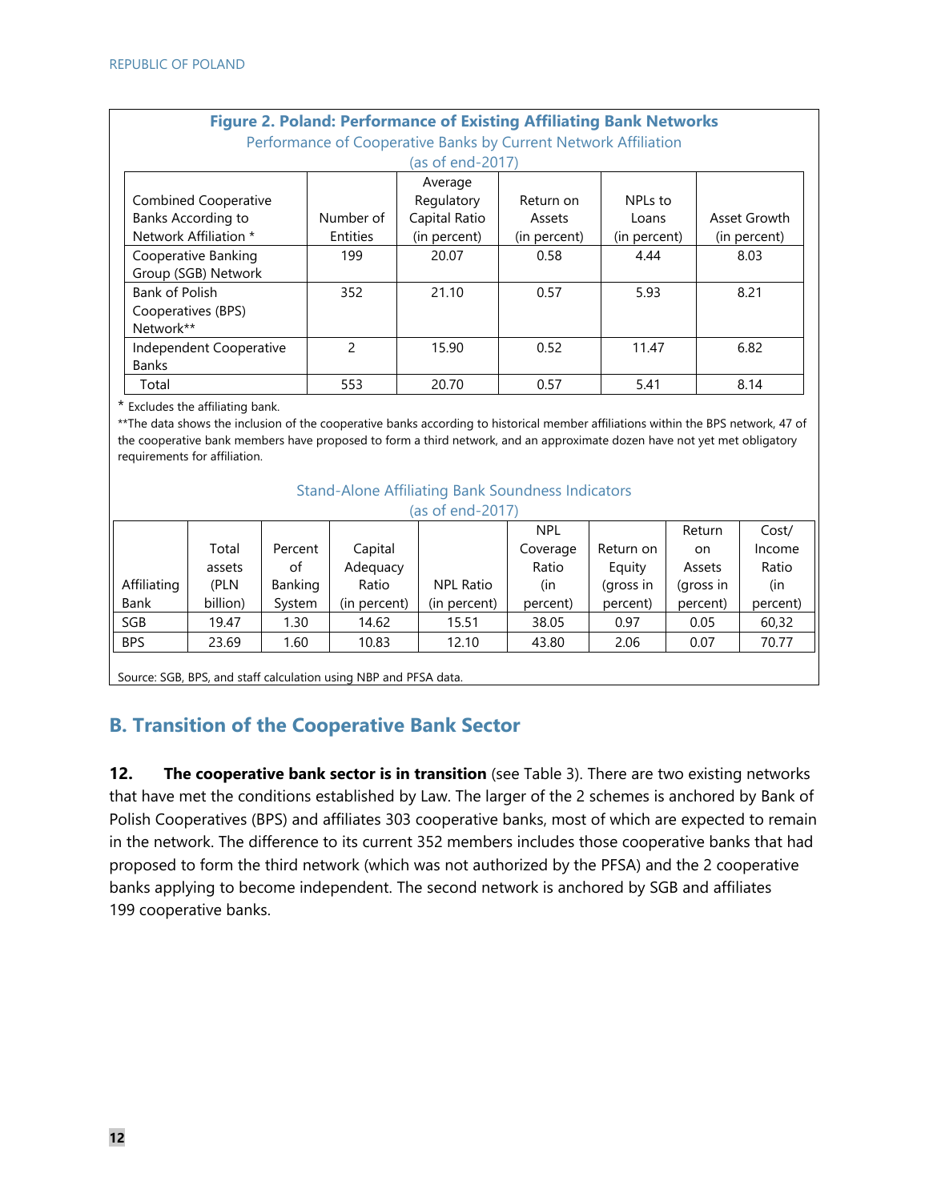**Figure 2. Poland: Performance of Existing Affiliating Bank Networks**

Performance of Cooperative Banks by Current Network Affiliation
(as of end-2017)

| Combined Cooperative Banks According to Network Affiliation * | Number of Entities | Average Regulatory Capital Ratio (in percent) | Return on Assets (in percent) | NPLs to Loans (in percent) | Asset Growth (in percent) |
|---|---|---|---|---|---|
| Cooperative Banking Group (SGB) Network | 199 | 20.07 | 0.58 | 4.44 | 8.03 |
| Bank of Polish Cooperatives (BPS) Network** | 352 | 21.10 | 0.57 | 5.93 | 8.21 |
| Independent Cooperative Banks | 2 | 15.90 | 0.52 | 11.47 | 6.82 |
| Total | 553 | 20.70 | 0.57 | 5.41 | 8.14 |

* Excludes the affiliating bank.

**The data shows the inclusion of the cooperative banks according to historical member affiliations within the BPS network, 47 of the cooperative bank members have proposed to form a third network, and an approximate dozen have not yet met obligatory requirements for affiliation.

Stand-Alone Affiliating Bank Soundness Indicators
(as of end-2017)

| Affiliating Bank | Total assets (PLN billion) | Percent of Banking System | Capital Adequacy Ratio (in percent) | NPL Ratio (in percent) | NPL Coverage Ratio (in percent) | Return on Equity (gross in percent) | Return on Assets (gross in percent) | Cost/Income Ratio (in percent) |
|---|---|---|---|---|---|---|---|---|
| SGB | 19.47 | 1.30 | 14.62 | 15.51 | 38.05 | 0.97 | 0.05 | 60,32 |
| BPS | 23.69 | 1.60 | 10.83 | 12.10 | 43.80 | 2.06 | 0.07 | 70.77 |

Source: SGB, BPS, and staff calculation using NBP and PFSA data.

## B. Transition of the Cooperative Bank Sector

**12. The cooperative bank sector is in transition** (see Table 3). There are two existing networks that have met the conditions established by Law. The larger of the 2 schemes is anchored by Bank of Polish Cooperatives (BPS) and affiliates 303 cooperative banks, most of which are expected to remain in the network. The difference to its current 352 members includes those cooperative banks that had proposed to form the third network (which was not authorized by the PFSA) and the 2 cooperative banks applying to become independent. The second network is anchored by SGB and affiliates 199 cooperative banks.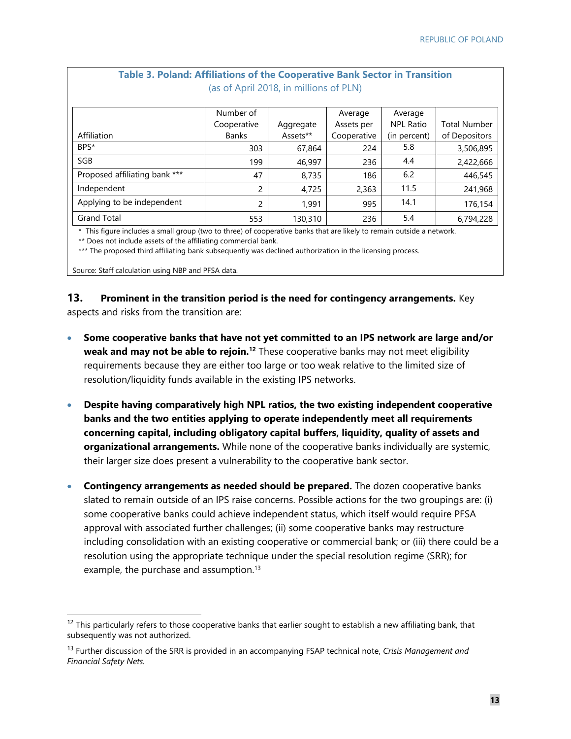**Table 3. Poland: Affiliations of the Cooperative Bank Sector in Transition**
(as of April 2018, in millions of PLN)

| Affiliation | Number of Cooperative Banks | Aggregate Assets** | Average Assets per Cooperative | Average NPL Ratio (in percent) | Total Number of Depositors |
|---|---|---|---|---|---|
| BPS* | 303 | 67,864 | 224 | 5.8 | 3,506,895 |
| SGB | 199 | 46,997 | 236 | 4.4 | 2,422,666 |
| Proposed affiliating bank *** | 47 | 8,735 | 186 | 6.2 | 446,545 |
| Independent | 2 | 4,725 | 2,363 | 11.5 | 241,968 |
| Applying to be independent | 2 | 1,991 | 995 | 14.1 | 176,154 |
| Grand Total | 553 | 130,310 | 236 | 5.4 | 6,794,228 |

\* This figure includes a small group (two to three) of cooperative banks that are likely to remain outside a network.

** Does not include assets of the affiliating commercial bank.

*** The proposed third affiliating bank subsequently was declined authorization in the licensing process.

Source: Staff calculation using NBP and PFSA data.

**13. Prominent in the transition period is the need for contingency arrangements.** Key aspects and risks from the transition are:

- **Some cooperative banks that have not yet committed to an IPS network are large and/or weak and may not be able to rejoin.**[12] These cooperative banks may not meet eligibility requirements because they are either too large or too weak relative to the limited size of resolution/liquidity funds available in the existing IPS networks.

- **Despite having comparatively high NPL ratios, the two existing independent cooperative banks and the two entities applying to operate independently meet all requirements concerning capital, including obligatory capital buffers, liquidity, quality of assets and organizational arrangements.** While none of the cooperative banks individually are systemic, their larger size does present a vulnerability to the cooperative bank sector.

- **Contingency arrangements as needed should be prepared.** The dozen cooperative banks slated to remain outside of an IPS raise concerns. Possible actions for the two groupings are: (i) some cooperative banks could achieve independent status, which itself would require PFSA approval with associated further challenges; (ii) some cooperative banks may restructure including consolidation with an existing cooperative or commercial bank; or (iii) there could be a resolution using the appropriate technique under the special resolution regime (SRR); for example, the purchase and assumption.[13]

---

[12] This particularly refers to those cooperative banks that earlier sought to establish a new affiliating bank, that subsequently was not authorized.

[13] Further discussion of the SRR is provided in an accompanying FSAP technical note, *Crisis Management and Financial Safety Nets.*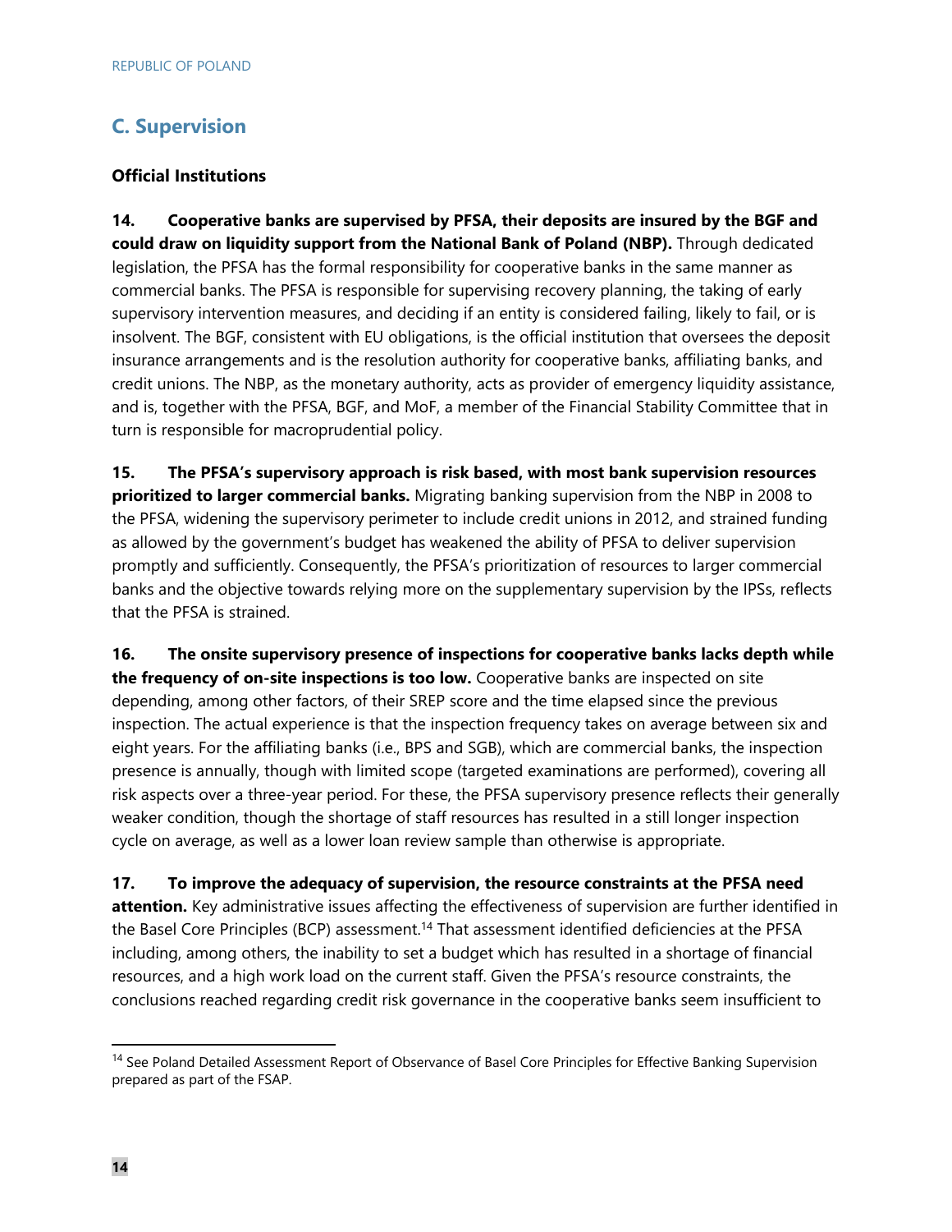## C. Supervision

### Official Institutions

**14. Cooperative banks are supervised by PFSA, their deposits are insured by the BGF and could draw on liquidity support from the National Bank of Poland (NBP).** Through dedicated legislation, the PFSA has the formal responsibility for cooperative banks in the same manner as commercial banks. The PFSA is responsible for supervising recovery planning, the taking of early supervisory intervention measures, and deciding if an entity is considered failing, likely to fail, or is insolvent. The BGF, consistent with EU obligations, is the official institution that oversees the deposit insurance arrangements and is the resolution authority for cooperative banks, affiliating banks, and credit unions. The NBP, as the monetary authority, acts as provider of emergency liquidity assistance, and is, together with the PFSA, BGF, and MoF, a member of the Financial Stability Committee that in turn is responsible for macroprudential policy.

**15. The PFSA's supervisory approach is risk based, with most bank supervision resources prioritized to larger commercial banks.** Migrating banking supervision from the NBP in 2008 to the PFSA, widening the supervisory perimeter to include credit unions in 2012, and strained funding as allowed by the government's budget has weakened the ability of PFSA to deliver supervision promptly and sufficiently. Consequently, the PFSA's prioritization of resources to larger commercial banks and the objective towards relying more on the supplementary supervision by the IPSs, reflects that the PFSA is strained.

**16. The onsite supervisory presence of inspections for cooperative banks lacks depth while the frequency of on-site inspections is too low.** Cooperative banks are inspected on site depending, among other factors, of their SREP score and the time elapsed since the previous inspection. The actual experience is that the inspection frequency takes on average between six and eight years. For the affiliating banks (i.e., BPS and SGB), which are commercial banks, the inspection presence is annually, though with limited scope (targeted examinations are performed), covering all risk aspects over a three-year period. For these, the PFSA supervisory presence reflects their generally weaker condition, though the shortage of staff resources has resulted in a still longer inspection cycle on average, as well as a lower loan review sample than otherwise is appropriate.

**17. To improve the adequacy of supervision, the resource constraints at the PFSA need attention.** Key administrative issues affecting the effectiveness of supervision are further identified in the Basel Core Principles (BCP) assessment.[14] That assessment identified deficiencies at the PFSA including, among others, the inability to set a budget which has resulted in a shortage of financial resources, and a high work load on the current staff. Given the PFSA's resource constraints, the conclusions reached regarding credit risk governance in the cooperative banks seem insufficient to

[14] See Poland Detailed Assessment Report of Observance of Basel Core Principles for Effective Banking Supervision prepared as part of the FSAP.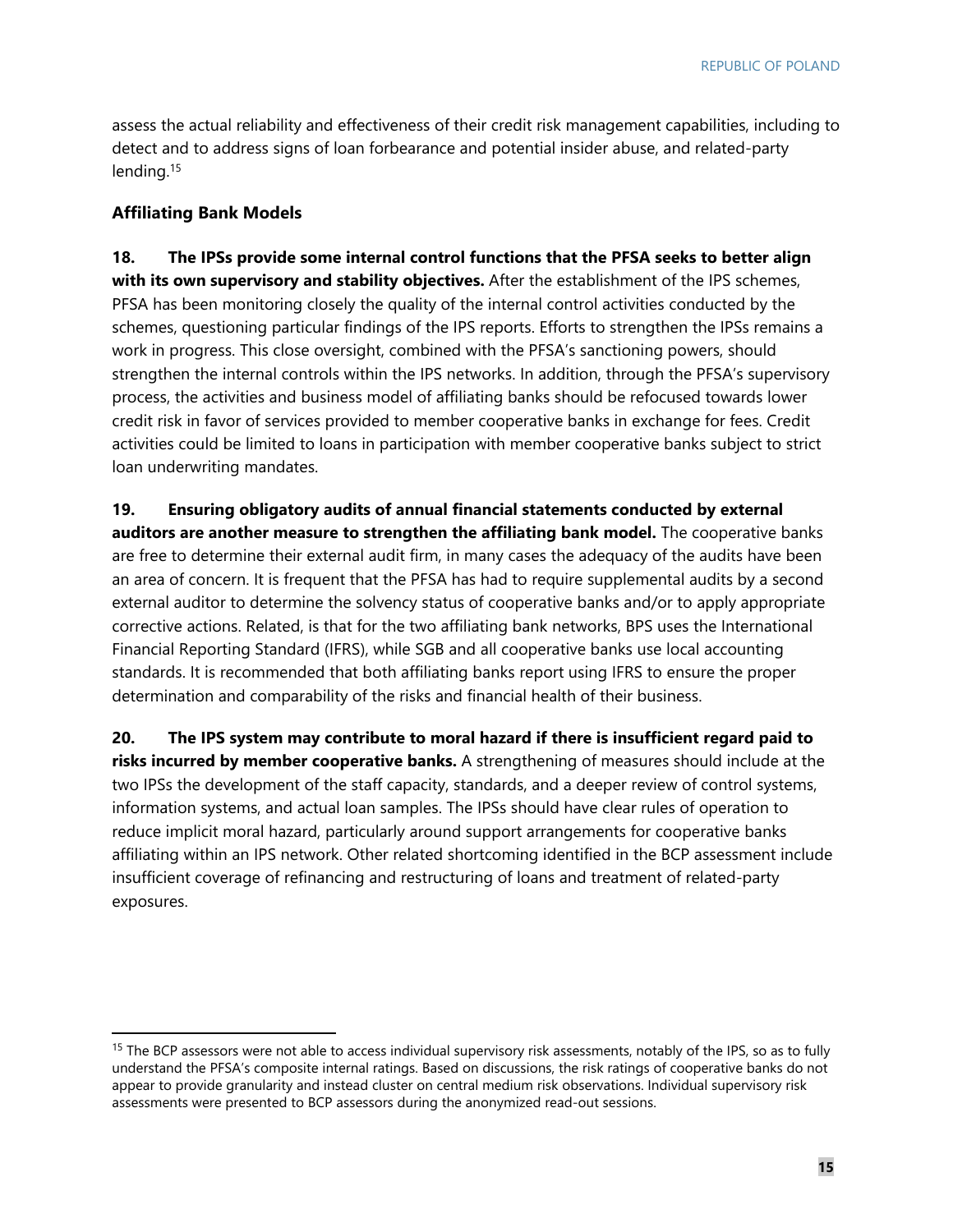assess the actual reliability and effectiveness of their credit risk management capabilities, including to detect and to address signs of loan forbearance and potential insider abuse, and related-party lending.[15]

### Affiliating Bank Models

**18. The IPSs provide some internal control functions that the PFSA seeks to better align with its own supervisory and stability objectives.** After the establishment of the IPS schemes, PFSA has been monitoring closely the quality of the internal control activities conducted by the schemes, questioning particular findings of the IPS reports. Efforts to strengthen the IPSs remains a work in progress. This close oversight, combined with the PFSA's sanctioning powers, should strengthen the internal controls within the IPS networks. In addition, through the PFSA's supervisory process, the activities and business model of affiliating banks should be refocused towards lower credit risk in favor of services provided to member cooperative banks in exchange for fees. Credit activities could be limited to loans in participation with member cooperative banks subject to strict loan underwriting mandates.

**19. Ensuring obligatory audits of annual financial statements conducted by external auditors are another measure to strengthen the affiliating bank model.** The cooperative banks are free to determine their external audit firm, in many cases the adequacy of the audits have been an area of concern. It is frequent that the PFSA has had to require supplemental audits by a second external auditor to determine the solvency status of cooperative banks and/or to apply appropriate corrective actions. Related, is that for the two affiliating bank networks, BPS uses the International Financial Reporting Standard (IFRS), while SGB and all cooperative banks use local accounting standards. It is recommended that both affiliating banks report using IFRS to ensure the proper determination and comparability of the risks and financial health of their business.

**20. The IPS system may contribute to moral hazard if there is insufficient regard paid to risks incurred by member cooperative banks.** A strengthening of measures should include at the two IPSs the development of the staff capacity, standards, and a deeper review of control systems, information systems, and actual loan samples. The IPSs should have clear rules of operation to reduce implicit moral hazard, particularly around support arrangements for cooperative banks affiliating within an IPS network. Other related shortcoming identified in the BCP assessment include insufficient coverage of refinancing and restructuring of loans and treatment of related-party exposures.

---

[15] The BCP assessors were not able to access individual supervisory risk assessments, notably of the IPS, so as to fully understand the PFSA's composite internal ratings. Based on discussions, the risk ratings of cooperative banks do not appear to provide granularity and instead cluster on central medium risk observations. Individual supervisory risk assessments were presented to BCP assessors during the anonymized read-out sessions.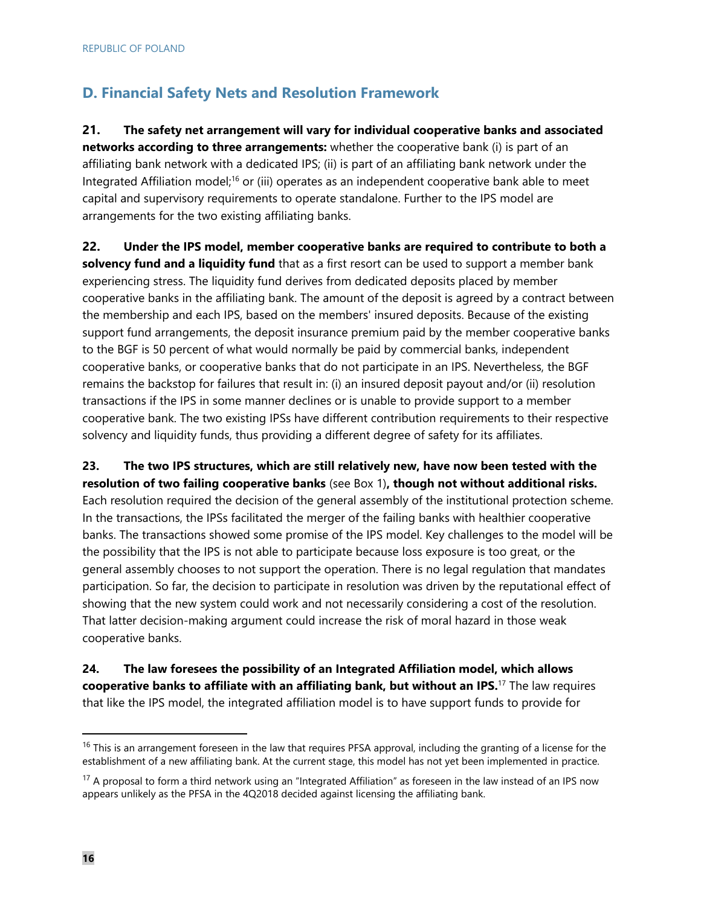## D. Financial Safety Nets and Resolution Framework

**21. The safety net arrangement will vary for individual cooperative banks and associated networks according to three arrangements:** whether the cooperative bank (i) is part of an affiliating bank network with a dedicated IPS; (ii) is part of an affiliating bank network under the Integrated Affiliation model;[16] or (iii) operates as an independent cooperative bank able to meet capital and supervisory requirements to operate standalone. Further to the IPS model are arrangements for the two existing affiliating banks.

**22. Under the IPS model, member cooperative banks are required to contribute to both a solvency fund and a liquidity fund** that as a first resort can be used to support a member bank experiencing stress. The liquidity fund derives from dedicated deposits placed by member cooperative banks in the affiliating bank. The amount of the deposit is agreed by a contract between the membership and each IPS, based on the members' insured deposits. Because of the existing support fund arrangements, the deposit insurance premium paid by the member cooperative banks to the BGF is 50 percent of what would normally be paid by commercial banks, independent cooperative banks, or cooperative banks that do not participate in an IPS. Nevertheless, the BGF remains the backstop for failures that result in: (i) an insured deposit payout and/or (ii) resolution transactions if the IPS in some manner declines or is unable to provide support to a member cooperative bank. The two existing IPSs have different contribution requirements to their respective solvency and liquidity funds, thus providing a different degree of safety for its affiliates.

**23. The two IPS structures, which are still relatively new, have now been tested with the resolution of two failing cooperative banks** (see Box 1)**, though not without additional risks.** Each resolution required the decision of the general assembly of the institutional protection scheme. In the transactions, the IPSs facilitated the merger of the failing banks with healthier cooperative banks. The transactions showed some promise of the IPS model. Key challenges to the model will be the possibility that the IPS is not able to participate because loss exposure is too great, or the general assembly chooses to not support the operation. There is no legal regulation that mandates participation. So far, the decision to participate in resolution was driven by the reputational effect of showing that the new system could work and not necessarily considering a cost of the resolution. That latter decision-making argument could increase the risk of moral hazard in those weak cooperative banks.

**24. The law foresees the possibility of an Integrated Affiliation model, which allows cooperative banks to affiliate with an affiliating bank, but without an IPS.**[17] The law requires that like the IPS model, the integrated affiliation model is to have support funds to provide for

---

[16] This is an arrangement foreseen in the law that requires PFSA approval, including the granting of a license for the establishment of a new affiliating bank. At the current stage, this model has not yet been implemented in practice.

[17] A proposal to form a third network using an "Integrated Affiliation" as foreseen in the law instead of an IPS now appears unlikely as the PFSA in the 4Q2018 decided against licensing the affiliating bank.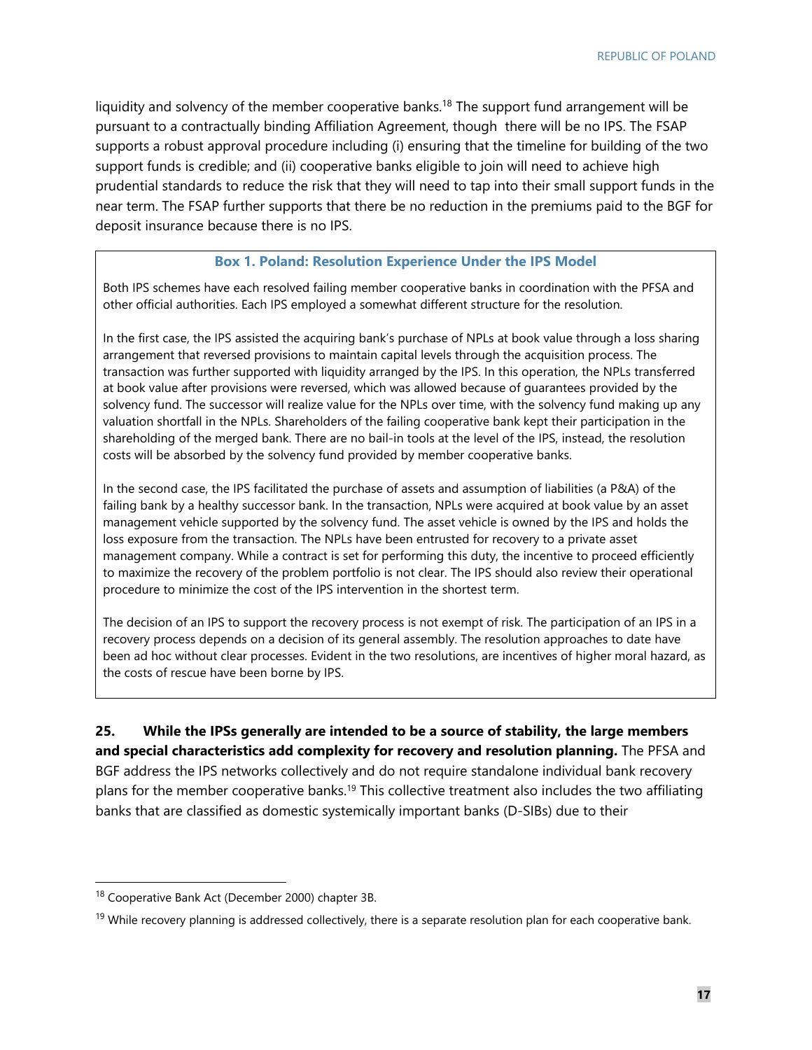liquidity and solvency of the member cooperative banks.[18] The support fund arrangement will be pursuant to a contractually binding Affiliation Agreement, though there will be no IPS. The FSAP supports a robust approval procedure including (i) ensuring that the timeline for building of the two support funds is credible; and (ii) cooperative banks eligible to join will need to achieve high prudential standards to reduce the risk that they will need to tap into their small support funds in the near term. The FSAP further supports that there be no reduction in the premiums paid to the BGF for deposit insurance because there is no IPS.

### Box 1. Poland: Resolution Experience Under the IPS Model

Both IPS schemes have each resolved failing member cooperative banks in coordination with the PFSA and other official authorities. Each IPS employed a somewhat different structure for the resolution.

In the first case, the IPS assisted the acquiring bank's purchase of NPLs at book value through a loss sharing arrangement that reversed provisions to maintain capital levels through the acquisition process. The transaction was further supported with liquidity arranged by the IPS. In this operation, the NPLs transferred at book value after provisions were reversed, which was allowed because of guarantees provided by the solvency fund. The successor will realize value for the NPLs over time, with the solvency fund making up any valuation shortfall in the NPLs. Shareholders of the failing cooperative bank kept their participation in the shareholding of the merged bank. There are no bail-in tools at the level of the IPS, instead, the resolution costs will be absorbed by the solvency fund provided by member cooperative banks.

In the second case, the IPS facilitated the purchase of assets and assumption of liabilities (a P&A) of the failing bank by a healthy successor bank. In the transaction, NPLs were acquired at book value by an asset management vehicle supported by the solvency fund. The asset vehicle is owned by the IPS and holds the loss exposure from the transaction. The NPLs have been entrusted for recovery to a private asset management company. While a contract is set for performing this duty, the incentive to proceed efficiently to maximize the recovery of the problem portfolio is not clear. The IPS should also review their operational procedure to minimize the cost of the IPS intervention in the shortest term.

The decision of an IPS to support the recovery process is not exempt of risk. The participation of an IPS in a recovery process depends on a decision of its general assembly. The resolution approaches to date have been ad hoc without clear processes. Evident in the two resolutions, are incentives of higher moral hazard, as the costs of rescue have been borne by IPS.

**25. While the IPSs generally are intended to be a source of stability, the large members and special characteristics add complexity for recovery and resolution planning.** The PFSA and BGF address the IPS networks collectively and do not require standalone individual bank recovery plans for the member cooperative banks.[19] This collective treatment also includes the two affiliating banks that are classified as domestic systemically important banks (D-SIBs) due to their

---

[18] Cooperative Bank Act (December 2000) chapter 3B.

[19] While recovery planning is addressed collectively, there is a separate resolution plan for each cooperative bank.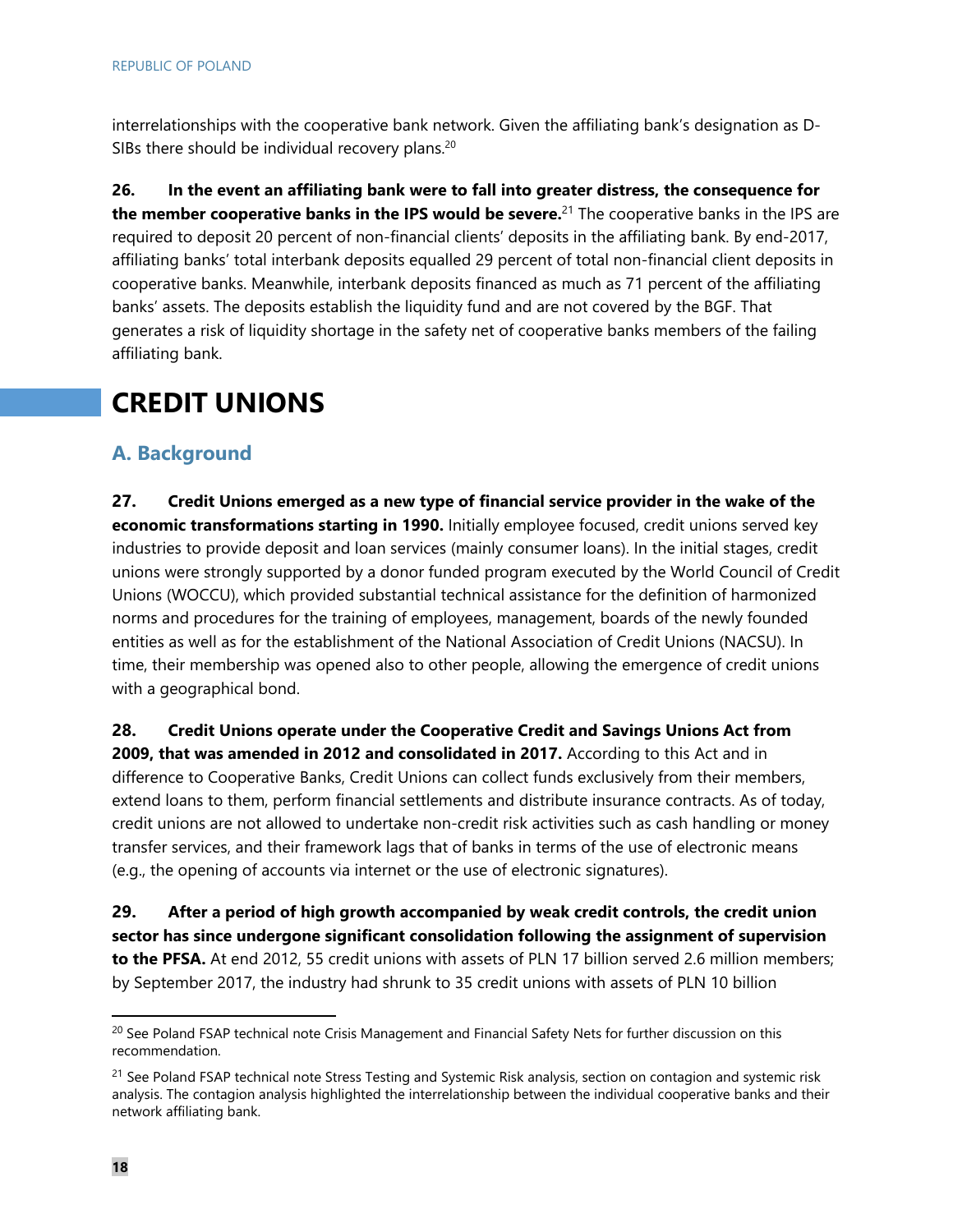interrelationships with the cooperative bank network. Given the affiliating bank's designation as D-SIBs there should be individual recovery plans.[20]

**26. In the event an affiliating bank were to fall into greater distress, the consequence for the member cooperative banks in the IPS would be severe.**[21] The cooperative banks in the IPS are required to deposit 20 percent of non-financial clients' deposits in the affiliating bank. By end-2017, affiliating banks' total interbank deposits equalled 29 percent of total non-financial client deposits in cooperative banks. Meanwhile, interbank deposits financed as much as 71 percent of the affiliating banks' assets. The deposits establish the liquidity fund and are not covered by the BGF. That generates a risk of liquidity shortage in the safety net of cooperative banks members of the failing affiliating bank.

# CREDIT UNIONS

## A. Background

**27. Credit Unions emerged as a new type of financial service provider in the wake of the economic transformations starting in 1990.** Initially employee focused, credit unions served key industries to provide deposit and loan services (mainly consumer loans). In the initial stages, credit unions were strongly supported by a donor funded program executed by the World Council of Credit Unions (WOCCU), which provided substantial technical assistance for the definition of harmonized norms and procedures for the training of employees, management, boards of the newly founded entities as well as for the establishment of the National Association of Credit Unions (NACSU). In time, their membership was opened also to other people, allowing the emergence of credit unions with a geographical bond.

**28. Credit Unions operate under the Cooperative Credit and Savings Unions Act from 2009, that was amended in 2012 and consolidated in 2017.** According to this Act and in difference to Cooperative Banks, Credit Unions can collect funds exclusively from their members, extend loans to them, perform financial settlements and distribute insurance contracts. As of today, credit unions are not allowed to undertake non-credit risk activities such as cash handling or money transfer services, and their framework lags that of banks in terms of the use of electronic means (e.g., the opening of accounts via internet or the use of electronic signatures).

**29. After a period of high growth accompanied by weak credit controls, the credit union sector has since undergone significant consolidation following the assignment of supervision to the PFSA.** At end 2012, 55 credit unions with assets of PLN 17 billion served 2.6 million members; by September 2017, the industry had shrunk to 35 credit unions with assets of PLN 10 billion

---

[20] See Poland FSAP technical note Crisis Management and Financial Safety Nets for further discussion on this recommendation.

[21] See Poland FSAP technical note Stress Testing and Systemic Risk analysis, section on contagion and systemic risk analysis. The contagion analysis highlighted the interrelationship between the individual cooperative banks and their network affiliating bank.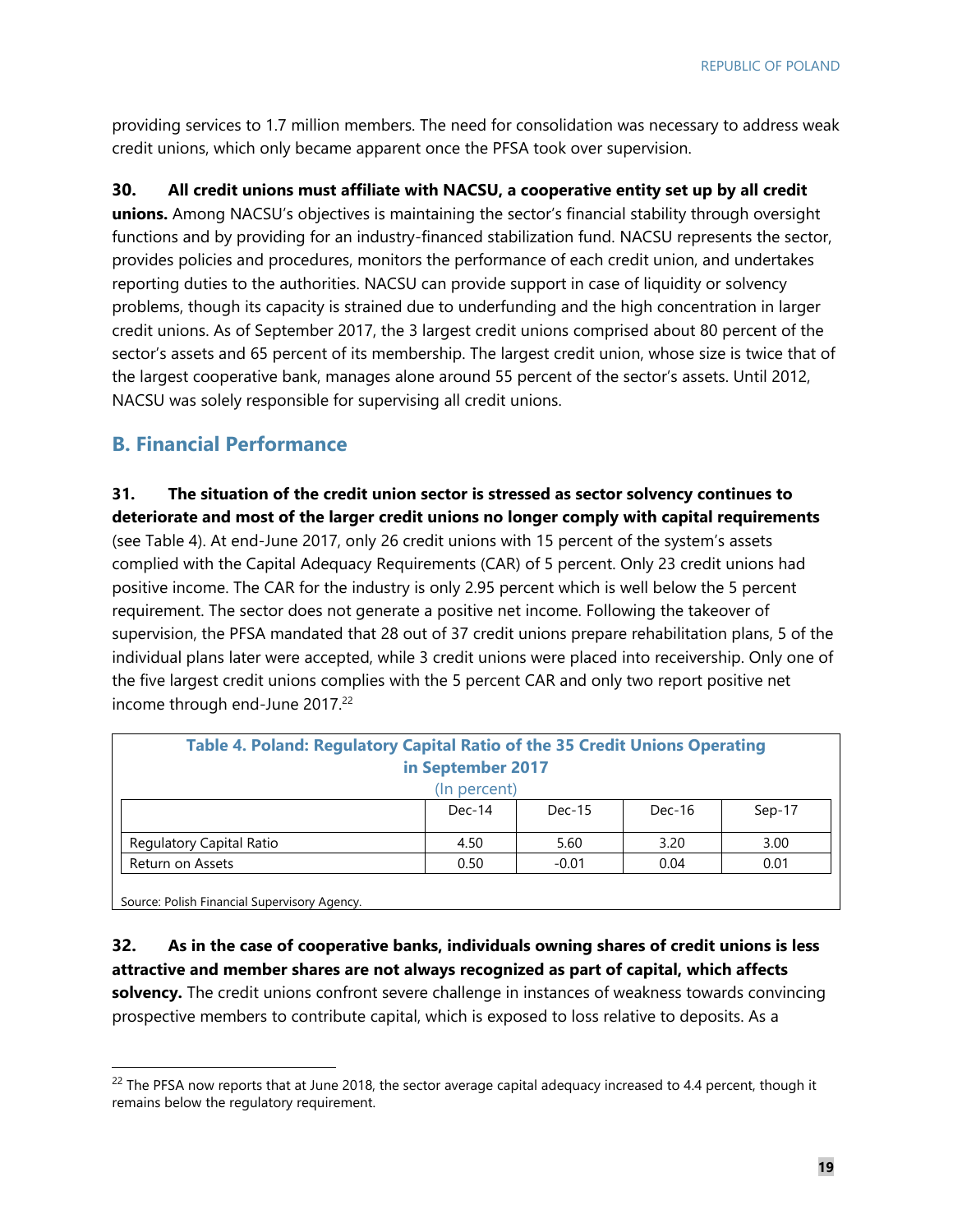providing services to 1.7 million members. The need for consolidation was necessary to address weak credit unions, which only became apparent once the PFSA took over supervision.

**30. All credit unions must affiliate with NACSU, a cooperative entity set up by all credit unions.** Among NACSU's objectives is maintaining the sector's financial stability through oversight functions and by providing for an industry-financed stabilization fund. NACSU represents the sector, provides policies and procedures, monitors the performance of each credit union, and undertakes reporting duties to the authorities. NACSU can provide support in case of liquidity or solvency problems, though its capacity is strained due to underfunding and the high concentration in larger credit unions. As of September 2017, the 3 largest credit unions comprised about 80 percent of the sector's assets and 65 percent of its membership. The largest credit union, whose size is twice that of the largest cooperative bank, manages alone around 55 percent of the sector's assets. Until 2012, NACSU was solely responsible for supervising all credit unions.

## B. Financial Performance

**31. The situation of the credit union sector is stressed as sector solvency continues to deteriorate and most of the larger credit unions no longer comply with capital requirements** (see Table 4). At end-June 2017, only 26 credit unions with 15 percent of the system's assets complied with the Capital Adequacy Requirements (CAR) of 5 percent. Only 23 credit unions had positive income. The CAR for the industry is only 2.95 percent which is well below the 5 percent requirement. The sector does not generate a positive net income. Following the takeover of supervision, the PFSA mandated that 28 out of 37 credit unions prepare rehabilitation plans, 5 of the individual plans later were accepted, while 3 credit unions were placed into receivership. Only one of the five largest credit unions complies with the 5 percent CAR and only two report positive net income through end-June 2017.[22]

**Table 4. Poland: Regulatory Capital Ratio of the 35 Credit Unions Operating in September 2017**
(In percent)

| | Dec-14 | Dec-15 | Dec-16 | Sep-17 |
|---|---|---|---|---|
| Regulatory Capital Ratio | 4.50 | 5.60 | 3.20 | 3.00 |
| Return on Assets | 0.50 | -0.01 | 0.04 | 0.01 |

Source: Polish Financial Supervisory Agency.

**32. As in the case of cooperative banks, individuals owning shares of credit unions is less attractive and member shares are not always recognized as part of capital, which affects solvency.** The credit unions confront severe challenge in instances of weakness towards convincing prospective members to contribute capital, which is exposed to loss relative to deposits. As a

[22] The PFSA now reports that at June 2018, the sector average capital adequacy increased to 4.4 percent, though it remains below the regulatory requirement.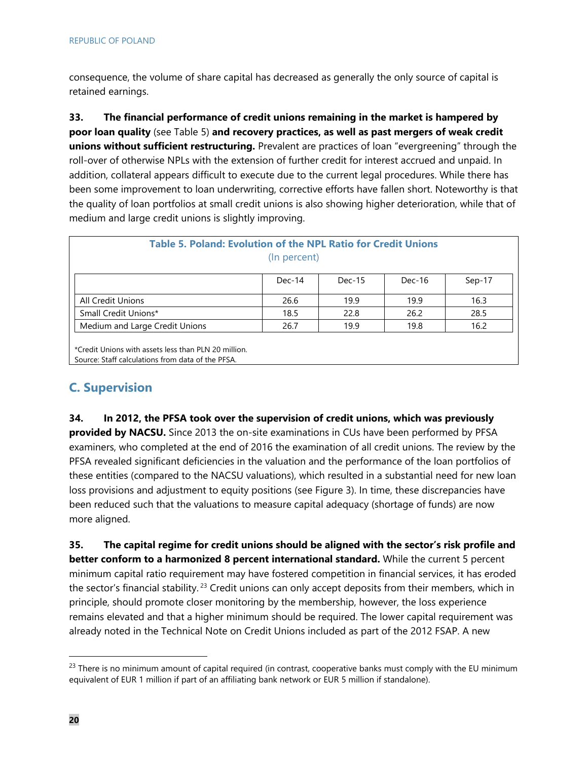consequence, the volume of share capital has decreased as generally the only source of capital is retained earnings.

**33. The financial performance of credit unions remaining in the market is hampered by poor loan quality** (see Table 5) **and recovery practices, as well as past mergers of weak credit unions without sufficient restructuring.** Prevalent are practices of loan "evergreening" through the roll-over of otherwise NPLs with the extension of further credit for interest accrued and unpaid. In addition, collateral appears difficult to execute due to the current legal procedures. While there has been some improvement to loan underwriting, corrective efforts have fallen short. Noteworthy is that the quality of loan portfolios at small credit unions is also showing higher deterioration, while that of medium and large credit unions is slightly improving.

**Table 5. Poland: Evolution of the NPL Ratio for Credit Unions**
(In percent)

| | Dec-14 | Dec-15 | Dec-16 | Sep-17 |
|---|---|---|---|---|
| All Credit Unions | 26.6 | 19.9 | 19.9 | 16.3 |
| Small Credit Unions* | 18.5 | 22.8 | 26.2 | 28.5 |
| Medium and Large Credit Unions | 26.7 | 19.9 | 19.8 | 16.2 |

*Credit Unions with assets less than PLN 20 million.
Source: Staff calculations from data of the PFSA.

## C. Supervision

**34. In 2012, the PFSA took over the supervision of credit unions, which was previously provided by NACSU.** Since 2013 the on-site examinations in CUs have been performed by PFSA examiners, who completed at the end of 2016 the examination of all credit unions. The review by the PFSA revealed significant deficiencies in the valuation and the performance of the loan portfolios of these entities (compared to the NACSU valuations), which resulted in a substantial need for new loan loss provisions and adjustment to equity positions (see Figure 3). In time, these discrepancies have been reduced such that the valuations to measure capital adequacy (shortage of funds) are now more aligned.

**35. The capital regime for credit unions should be aligned with the sector's risk profile and better conform to a harmonized 8 percent international standard.** While the current 5 percent minimum capital ratio requirement may have fostered competition in financial services, it has eroded the sector's financial stability.[23] Credit unions can only accept deposits from their members, which in principle, should promote closer monitoring by the membership, however, the loss experience remains elevated and that a higher minimum should be required. The lower capital requirement was already noted in the Technical Note on Credit Unions included as part of the 2012 FSAP. A new

[23] There is no minimum amount of capital required (in contrast, cooperative banks must comply with the EU minimum equivalent of EUR 1 million if part of an affiliating bank network or EUR 5 million if standalone).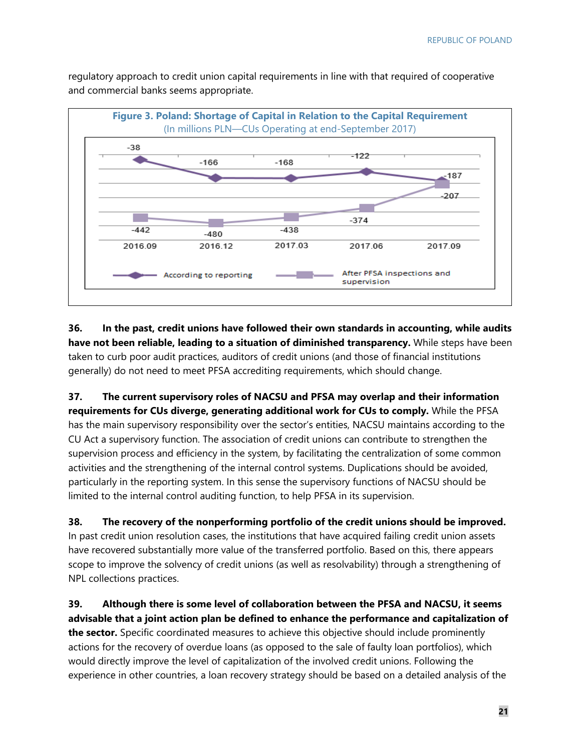regulatory approach to credit union capital requirements in line with that required of cooperative and commercial banks seems appropriate.

**Figure 3. Poland: Shortage of Capital in Relation to the Capital Requirement**
(In millions PLN—CUs Operating at end-September 2017)

| | 2016.09 | 2016.12 | 2017.03 | 2017.06 | 2017.09 |
|---|---|---|---|---|---|
| According to reporting | -38 | -166 | -168 | -122 | -187 |
| After PFSA inspections and supervision | -442 | -480 | -438 | -374 | -207 |

**36. In the past, credit unions have followed their own standards in accounting, while audits have not been reliable, leading to a situation of diminished transparency.** While steps have been taken to curb poor audit practices, auditors of credit unions (and those of financial institutions generally) do not need to meet PFSA accrediting requirements, which should change.

**37. The current supervisory roles of NACSU and PFSA may overlap and their information requirements for CUs diverge, generating additional work for CUs to comply.** While the PFSA has the main supervisory responsibility over the sector's entities, NACSU maintains according to the CU Act a supervisory function. The association of credit unions can contribute to strengthen the supervision process and efficiency in the system, by facilitating the centralization of some common activities and the strengthening of the internal control systems. Duplications should be avoided, particularly in the reporting system. In this sense the supervisory functions of NACSU should be limited to the internal control auditing function, to help PFSA in its supervision.

**38. The recovery of the nonperforming portfolio of the credit unions should be improved.** In past credit union resolution cases, the institutions that have acquired failing credit union assets have recovered substantially more value of the transferred portfolio. Based on this, there appears scope to improve the solvency of credit unions (as well as resolvability) through a strengthening of NPL collections practices.

**39. Although there is some level of collaboration between the PFSA and NACSU, it seems advisable that a joint action plan be defined to enhance the performance and capitalization of the sector.** Specific coordinated measures to achieve this objective should include prominently actions for the recovery of overdue loans (as opposed to the sale of faulty loan portfolios), which would directly improve the level of capitalization of the involved credit unions. Following the experience in other countries, a loan recovery strategy should be based on a detailed analysis of the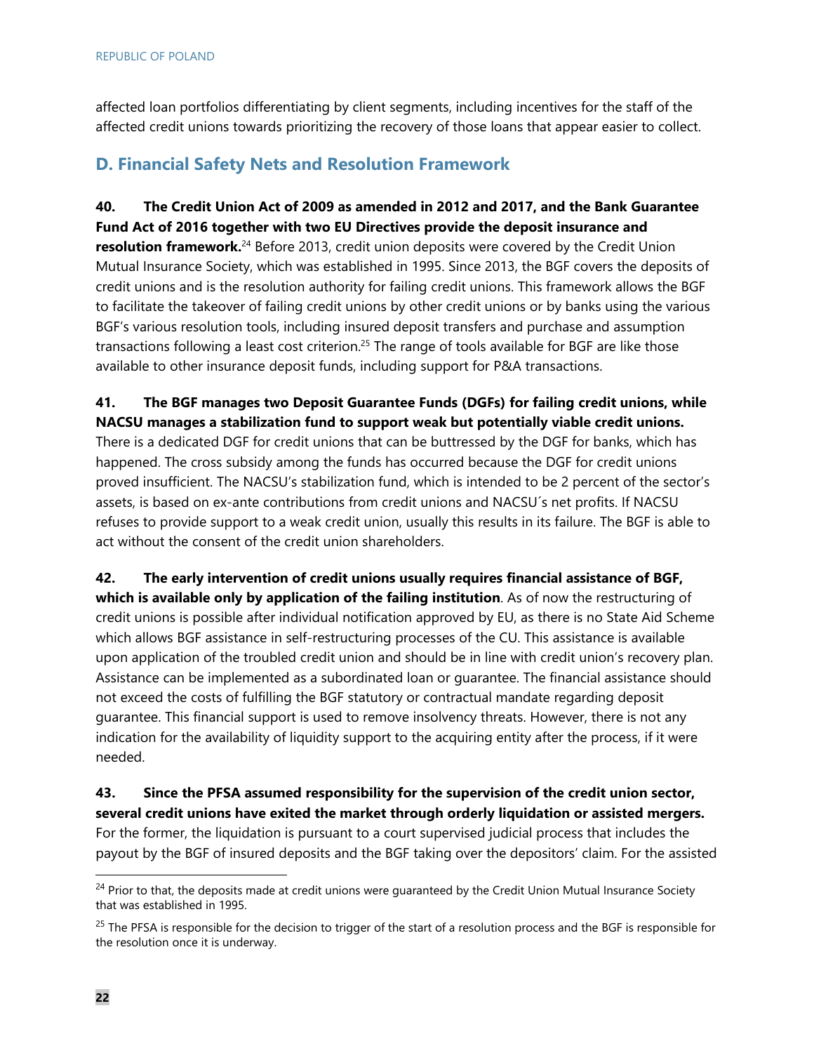affected loan portfolios differentiating by client segments, including incentives for the staff of the affected credit unions towards prioritizing the recovery of those loans that appear easier to collect.

## D. Financial Safety Nets and Resolution Framework

**40. The Credit Union Act of 2009 as amended in 2012 and 2017, and the Bank Guarantee Fund Act of 2016 together with two EU Directives provide the deposit insurance and resolution framework.**[24] Before 2013, credit union deposits were covered by the Credit Union Mutual Insurance Society, which was established in 1995. Since 2013, the BGF covers the deposits of credit unions and is the resolution authority for failing credit unions. This framework allows the BGF to facilitate the takeover of failing credit unions by other credit unions or by banks using the various BGF's various resolution tools, including insured deposit transfers and purchase and assumption transactions following a least cost criterion.[25] The range of tools available for BGF are like those available to other insurance deposit funds, including support for P&A transactions.

**41. The BGF manages two Deposit Guarantee Funds (DGFs) for failing credit unions, while NACSU manages a stabilization fund to support weak but potentially viable credit unions.** There is a dedicated DGF for credit unions that can be buttressed by the DGF for banks, which has happened. The cross subsidy among the funds has occurred because the DGF for credit unions proved insufficient. The NACSU's stabilization fund, which is intended to be 2 percent of the sector's assets, is based on ex-ante contributions from credit unions and NACSU´s net profits. If NACSU refuses to provide support to a weak credit union, usually this results in its failure. The BGF is able to act without the consent of the credit union shareholders.

**42. The early intervention of credit unions usually requires financial assistance of BGF, which is available only by application of the failing institution**. As of now the restructuring of credit unions is possible after individual notification approved by EU, as there is no State Aid Scheme which allows BGF assistance in self-restructuring processes of the CU. This assistance is available upon application of the troubled credit union and should be in line with credit union's recovery plan. Assistance can be implemented as a subordinated loan or guarantee. The financial assistance should not exceed the costs of fulfilling the BGF statutory or contractual mandate regarding deposit guarantee. This financial support is used to remove insolvency threats. However, there is not any indication for the availability of liquidity support to the acquiring entity after the process, if it were needed.

**43. Since the PFSA assumed responsibility for the supervision of the credit union sector, several credit unions have exited the market through orderly liquidation or assisted mergers.** For the former, the liquidation is pursuant to a court supervised judicial process that includes the payout by the BGF of insured deposits and the BGF taking over the depositors' claim. For the assisted

---

[24] Prior to that, the deposits made at credit unions were guaranteed by the Credit Union Mutual Insurance Society that was established in 1995.

[25] The PFSA is responsible for the decision to trigger of the start of a resolution process and the BGF is responsible for the resolution once it is underway.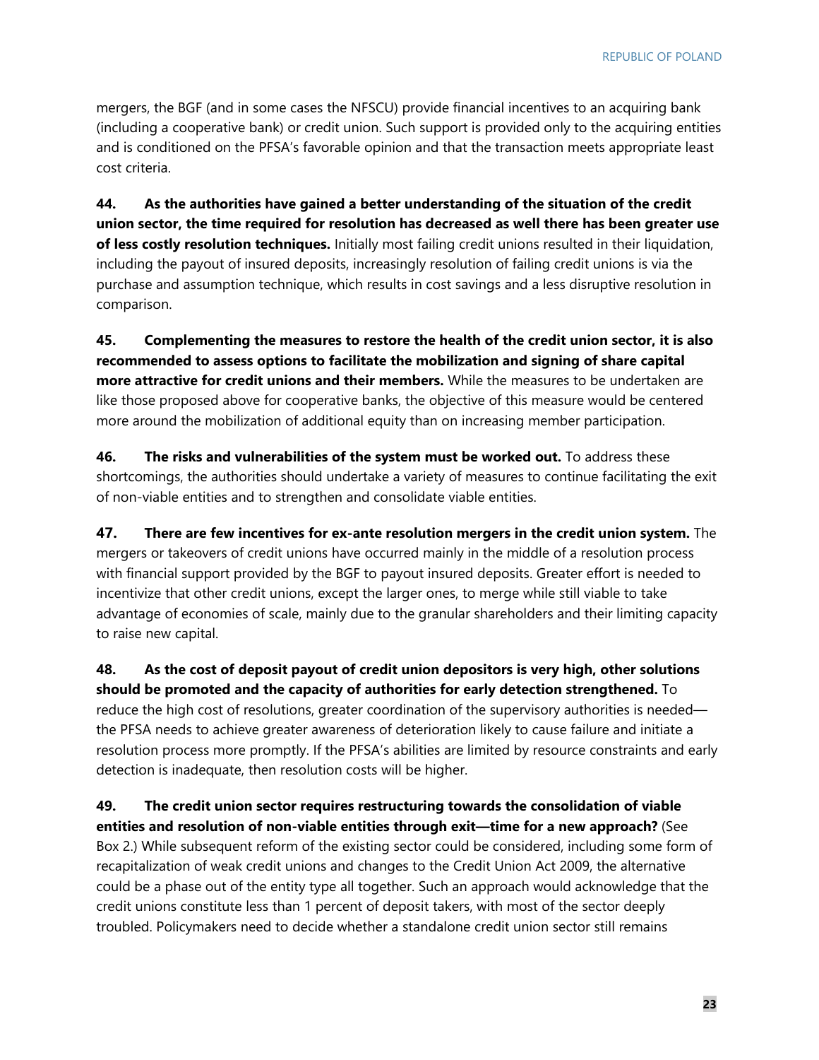mergers, the BGF (and in some cases the NFSCU) provide financial incentives to an acquiring bank (including a cooperative bank) or credit union. Such support is provided only to the acquiring entities and is conditioned on the PFSA's favorable opinion and that the transaction meets appropriate least cost criteria.

**44. As the authorities have gained a better understanding of the situation of the credit union sector, the time required for resolution has decreased as well there has been greater use of less costly resolution techniques.** Initially most failing credit unions resulted in their liquidation, including the payout of insured deposits, increasingly resolution of failing credit unions is via the purchase and assumption technique, which results in cost savings and a less disruptive resolution in comparison.

**45. Complementing the measures to restore the health of the credit union sector, it is also recommended to assess options to facilitate the mobilization and signing of share capital more attractive for credit unions and their members.** While the measures to be undertaken are like those proposed above for cooperative banks, the objective of this measure would be centered more around the mobilization of additional equity than on increasing member participation.

**46. The risks and vulnerabilities of the system must be worked out.** To address these shortcomings, the authorities should undertake a variety of measures to continue facilitating the exit of non-viable entities and to strengthen and consolidate viable entities.

**47. There are few incentives for ex-ante resolution mergers in the credit union system.** The mergers or takeovers of credit unions have occurred mainly in the middle of a resolution process with financial support provided by the BGF to payout insured deposits. Greater effort is needed to incentivize that other credit unions, except the larger ones, to merge while still viable to take advantage of economies of scale, mainly due to the granular shareholders and their limiting capacity to raise new capital.

**48. As the cost of deposit payout of credit union depositors is very high, other solutions should be promoted and the capacity of authorities for early detection strengthened.** To reduce the high cost of resolutions, greater coordination of the supervisory authorities is needed—the PFSA needs to achieve greater awareness of deterioration likely to cause failure and initiate a resolution process more promptly. If the PFSA's abilities are limited by resource constraints and early detection is inadequate, then resolution costs will be higher.

**49. The credit union sector requires restructuring towards the consolidation of viable entities and resolution of non-viable entities through exit—time for a new approach?** (See Box 2.) While subsequent reform of the existing sector could be considered, including some form of recapitalization of weak credit unions and changes to the Credit Union Act 2009, the alternative could be a phase out of the entity type all together. Such an approach would acknowledge that the credit unions constitute less than 1 percent of deposit takers, with most of the sector deeply troubled. Policymakers need to decide whether a standalone credit union sector still remains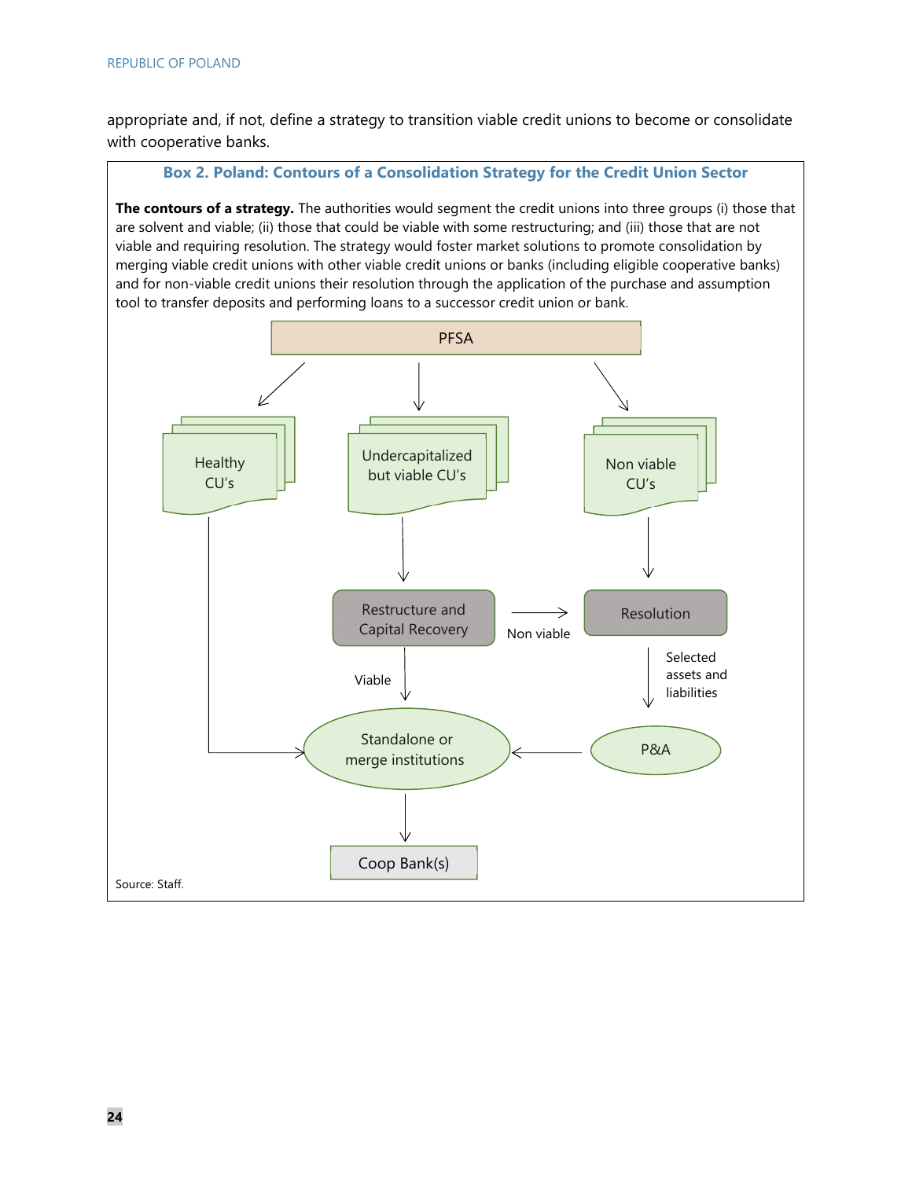appropriate and, if not, define a strategy to transition viable credit unions to become or consolidate with cooperative banks.

### Box 2. Poland: Contours of a Consolidation Strategy for the Credit Union Sector

**The contours of a strategy.** The authorities would segment the credit unions into three groups (i) those that are solvent and viable; (ii) those that could be viable with some restructuring; and (iii) those that are not viable and requiring resolution. The strategy would foster market solutions to promote consolidation by merging viable credit unions with other viable credit unions or banks (including eligible cooperative banks) and for non-viable credit unions their resolution through the application of the purchase and assumption tool to transfer deposits and performing loans to a successor credit union or bank.

PFSA

Healthy CU's

Undercapitalized but viable CU's

Non viable CU's

Restructure and Capital Recovery

Non viable

Resolution

Viable

Selected assets and liabilities

Standalone or merge institutions

P&A

Coop Bank(s)

Source: Staff.